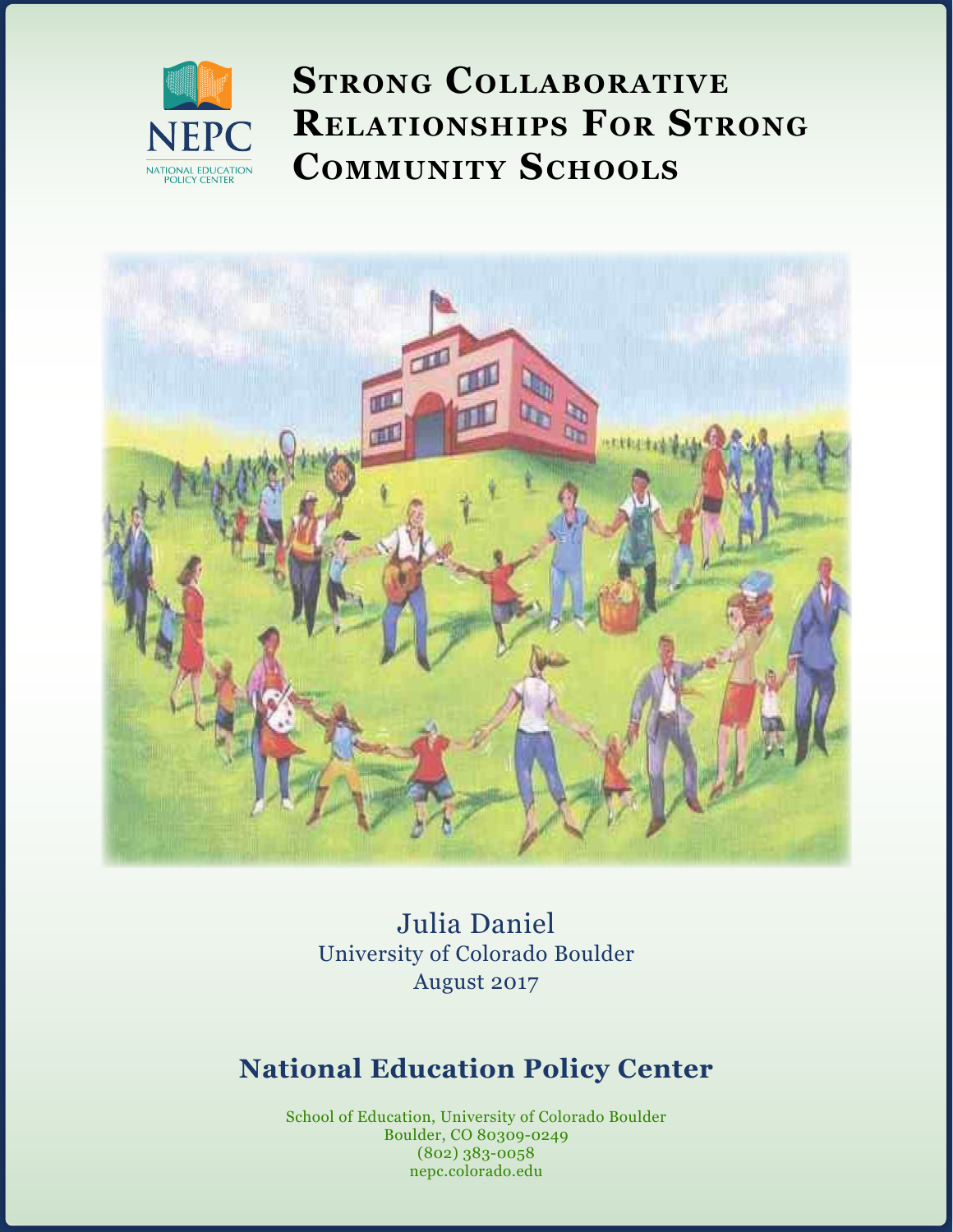NEPC

NATIONAL EDUCATION POLICY CENTER

# Strong Collaborative Relationships For Strong Community Schools

Julia Daniel
University of Colorado Boulder
August 2017

## National Education Policy Center

School of Education, University of Colorado Boulder
Boulder, CO 80309-0249
(802) 383-0058
nepc.colorado.edu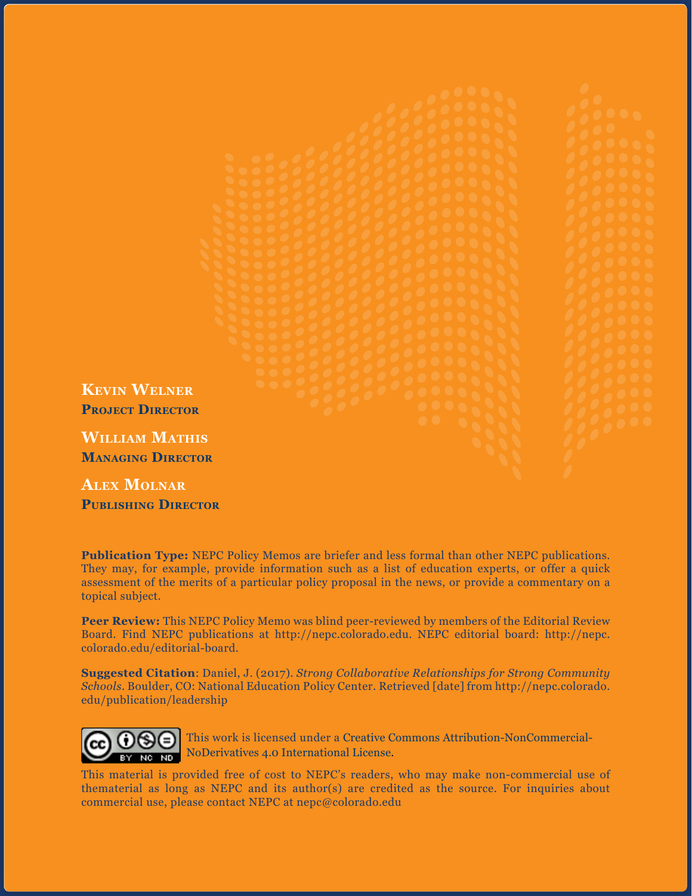**Kevin Welner**
**Project Director**

**William Mathis**
**Managing Director**

**Alex Molnar**
**Publishing Director**

**Publication Type:** NEPC Policy Memos are briefer and less formal than other NEPC publications. They may, for example, provide information such as a list of education experts, or offer a quick assessment of the merits of a particular policy proposal in the news, or provide a commentary on a topical subject.

**Peer Review:** This NEPC Policy Memo was blind peer-reviewed by members of the Editorial Review Board. Find NEPC publications at http://nepc.colorado.edu. NEPC editorial board: http://nepc.colorado.edu/editorial-board.

**Suggested Citation**: Daniel, J. (2017). *Strong Collaborative Relationships for Strong Community Schools*. Boulder, CO: National Education Policy Center. Retrieved [date] from http://nepc.colorado.edu/publication/leadership

This work is licensed under a Creative Commons Attribution-NonCommercial-NoDerivatives 4.0 International License.

This material is provided free of cost to NEPC's readers, who may make non-commercial use of thematerial as long as NEPC and its author(s) are credited as the source. For inquiries about commercial use, please contact NEPC at nepc@colorado.edu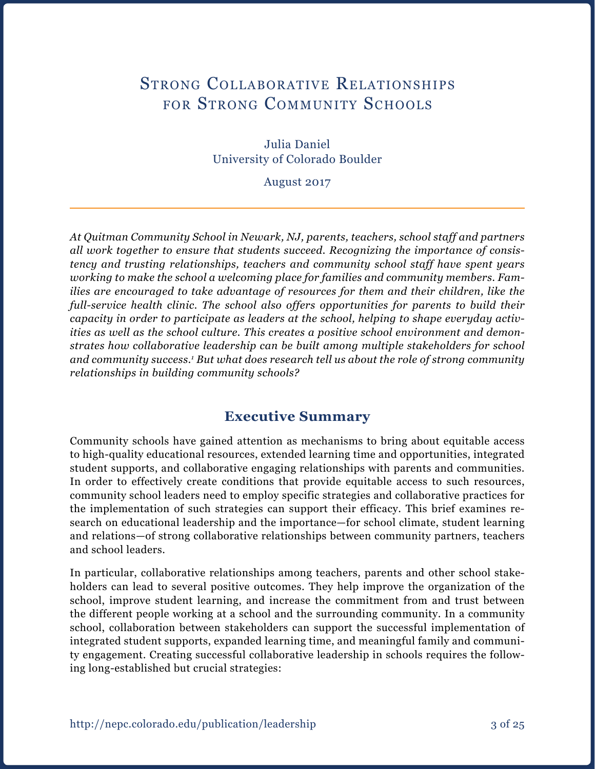# Strong Collaborative Relationships for Strong Community Schools

Julia Daniel
University of Colorado Boulder

August 2017

---

*At Quitman Community School in Newark, NJ, parents, teachers, school staff and partners all work together to ensure that students succeed. Recognizing the importance of consistency and trusting relationships, teachers and community school staff have spent years working to make the school a welcoming place for families and community members. Families are encouraged to take advantage of resources for them and their children, like the full-service health clinic. The school also offers opportunities for parents to build their capacity in order to participate as leaders at the school, helping to shape everyday activities as well as the school culture. This creates a positive school environment and demonstrates how collaborative leadership can be built among multiple stakeholders for school and community success.[1] But what does research tell us about the role of strong community relationships in building community schools?*

## Executive Summary

Community schools have gained attention as mechanisms to bring about equitable access to high-quality educational resources, extended learning time and opportunities, integrated student supports, and collaborative engaging relationships with parents and communities. In order to effectively create conditions that provide equitable access to such resources, community school leaders need to employ specific strategies and collaborative practices for the implementation of such strategies can support their efficacy. This brief examines research on educational leadership and the importance—for school climate, student learning and relations—of strong collaborative relationships between community partners, teachers and school leaders.

In particular, collaborative relationships among teachers, parents and other school stakeholders can lead to several positive outcomes. They help improve the organization of the school, improve student learning, and increase the commitment from and trust between the different people working at a school and the surrounding community. In a community school, collaboration between stakeholders can support the successful implementation of integrated student supports, expanded learning time, and meaningful family and community engagement. Creating successful collaborative leadership in schools requires the following long-established but crucial strategies: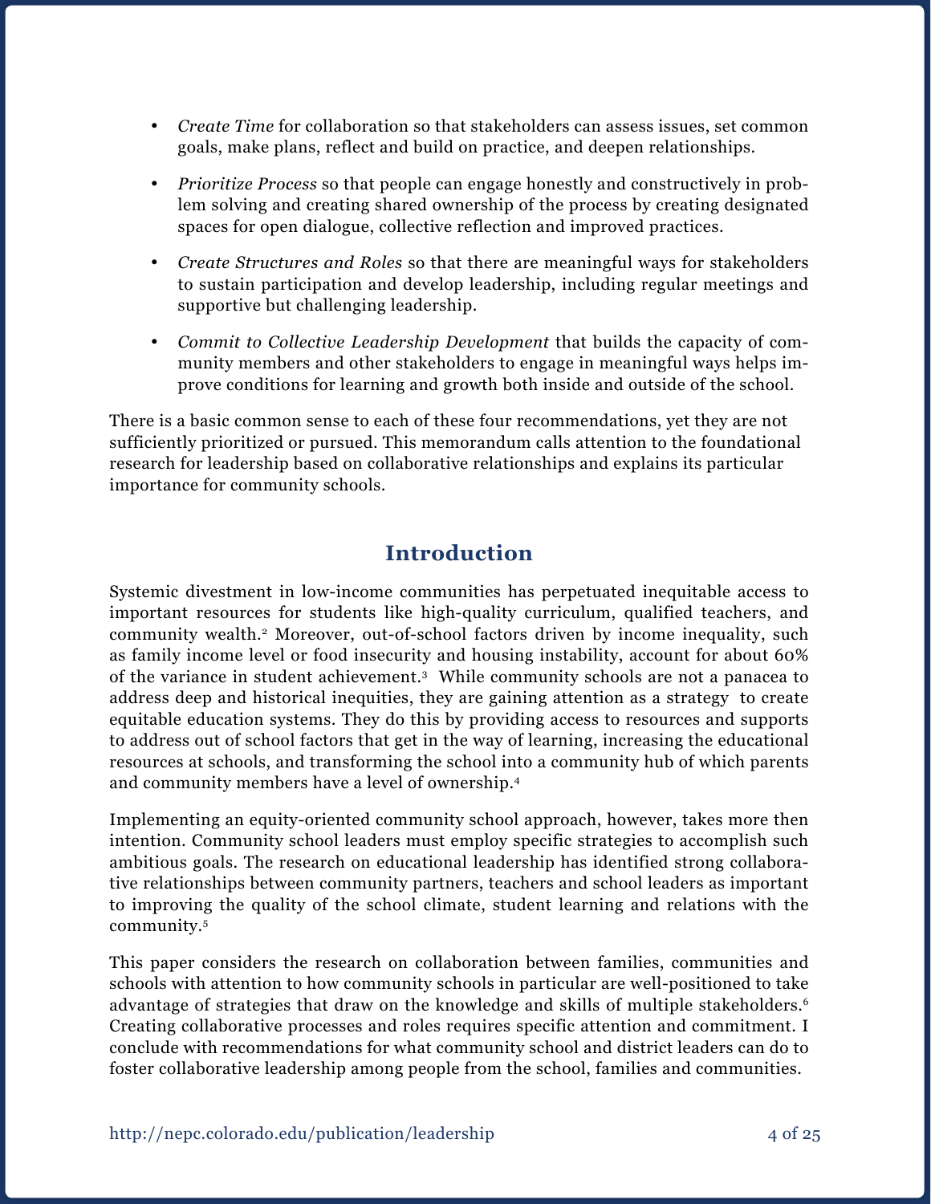- *Create Time* for collaboration so that stakeholders can assess issues, set common goals, make plans, reflect and build on practice, and deepen relationships.
- *Prioritize Process* so that people can engage honestly and constructively in problem solving and creating shared ownership of the process by creating designated spaces for open dialogue, collective reflection and improved practices.
- *Create Structures and Roles* so that there are meaningful ways for stakeholders to sustain participation and develop leadership, including regular meetings and supportive but challenging leadership.
- *Commit to Collective Leadership Development* that builds the capacity of community members and other stakeholders to engage in meaningful ways helps improve conditions for learning and growth both inside and outside of the school.

There is a basic common sense to each of these four recommendations, yet they are not sufficiently prioritized or pursued. This memorandum calls attention to the foundational research for leadership based on collaborative relationships and explains its particular importance for community schools.

## Introduction

Systemic divestment in low-income communities has perpetuated inequitable access to important resources for students like high-quality curriculum, qualified teachers, and community wealth.[2] Moreover, out-of-school factors driven by income inequality, such as family income level or food insecurity and housing instability, account for about 60% of the variance in student achievement.[3] While community schools are not a panacea to address deep and historical inequities, they are gaining attention as a strategy to create equitable education systems. They do this by providing access to resources and supports to address out of school factors that get in the way of learning, increasing the educational resources at schools, and transforming the school into a community hub of which parents and community members have a level of ownership.[4]

Implementing an equity-oriented community school approach, however, takes more then intention. Community school leaders must employ specific strategies to accomplish such ambitious goals. The research on educational leadership has identified strong collaborative relationships between community partners, teachers and school leaders as important to improving the quality of the school climate, student learning and relations with the community.[5]

This paper considers the research on collaboration between families, communities and schools with attention to how community schools in particular are well-positioned to take advantage of strategies that draw on the knowledge and skills of multiple stakeholders.[6] Creating collaborative processes and roles requires specific attention and commitment. I conclude with recommendations for what community school and district leaders can do to foster collaborative leadership among people from the school, families and communities.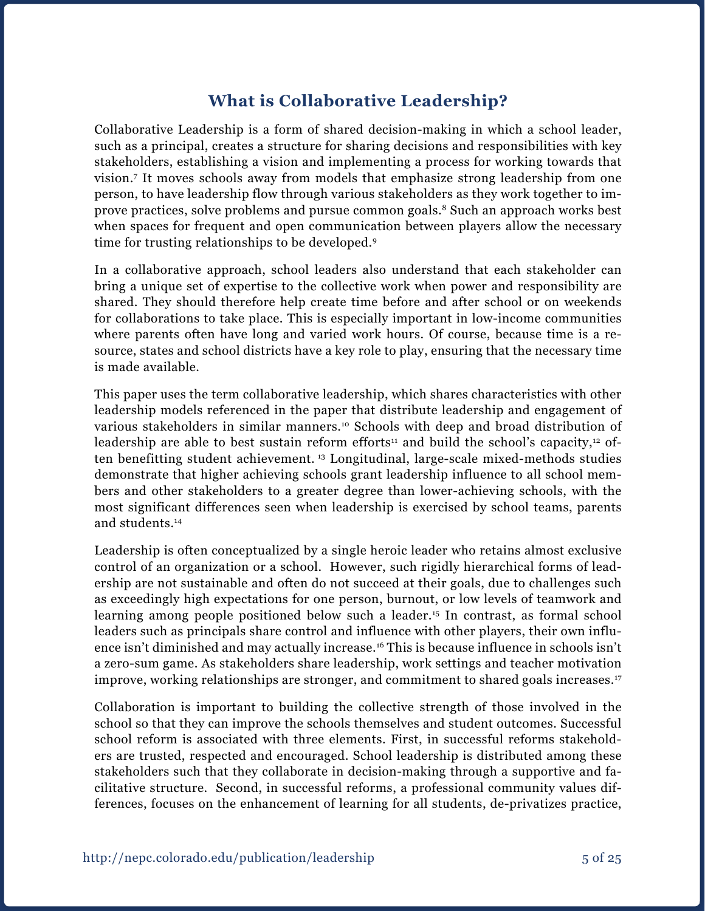## What is Collaborative Leadership?

Collaborative Leadership is a form of shared decision-making in which a school leader, such as a principal, creates a structure for sharing decisions and responsibilities with key stakeholders, establishing a vision and implementing a process for working towards that vision.[7] It moves schools away from models that emphasize strong leadership from one person, to have leadership flow through various stakeholders as they work together to improve practices, solve problems and pursue common goals.[8] Such an approach works best when spaces for frequent and open communication between players allow the necessary time for trusting relationships to be developed.[9]

In a collaborative approach, school leaders also understand that each stakeholder can bring a unique set of expertise to the collective work when power and responsibility are shared. They should therefore help create time before and after school or on weekends for collaborations to take place. This is especially important in low-income communities where parents often have long and varied work hours. Of course, because time is a resource, states and school districts have a key role to play, ensuring that the necessary time is made available.

This paper uses the term collaborative leadership, which shares characteristics with other leadership models referenced in the paper that distribute leadership and engagement of various stakeholders in similar manners.[10] Schools with deep and broad distribution of leadership are able to best sustain reform efforts[11] and build the school's capacity,[12] often benefitting student achievement. [13] Longitudinal, large-scale mixed-methods studies demonstrate that higher achieving schools grant leadership influence to all school members and other stakeholders to a greater degree than lower-achieving schools, with the most significant differences seen when leadership is exercised by school teams, parents and students.[14]

Leadership is often conceptualized by a single heroic leader who retains almost exclusive control of an organization or a school. However, such rigidly hierarchical forms of leadership are not sustainable and often do not succeed at their goals, due to challenges such as exceedingly high expectations for one person, burnout, or low levels of teamwork and learning among people positioned below such a leader.[15] In contrast, as formal school leaders such as principals share control and influence with other players, their own influence isn't diminished and may actually increase.[16] This is because influence in schools isn't a zero-sum game. As stakeholders share leadership, work settings and teacher motivation improve, working relationships are stronger, and commitment to shared goals increases.[17]

Collaboration is important to building the collective strength of those involved in the school so that they can improve the schools themselves and student outcomes. Successful school reform is associated with three elements. First, in successful reforms stakeholders are trusted, respected and encouraged. School leadership is distributed among these stakeholders such that they collaborate in decision-making through a supportive and facilitative structure. Second, in successful reforms, a professional community values differences, focuses on the enhancement of learning for all students, de-privatizes practice,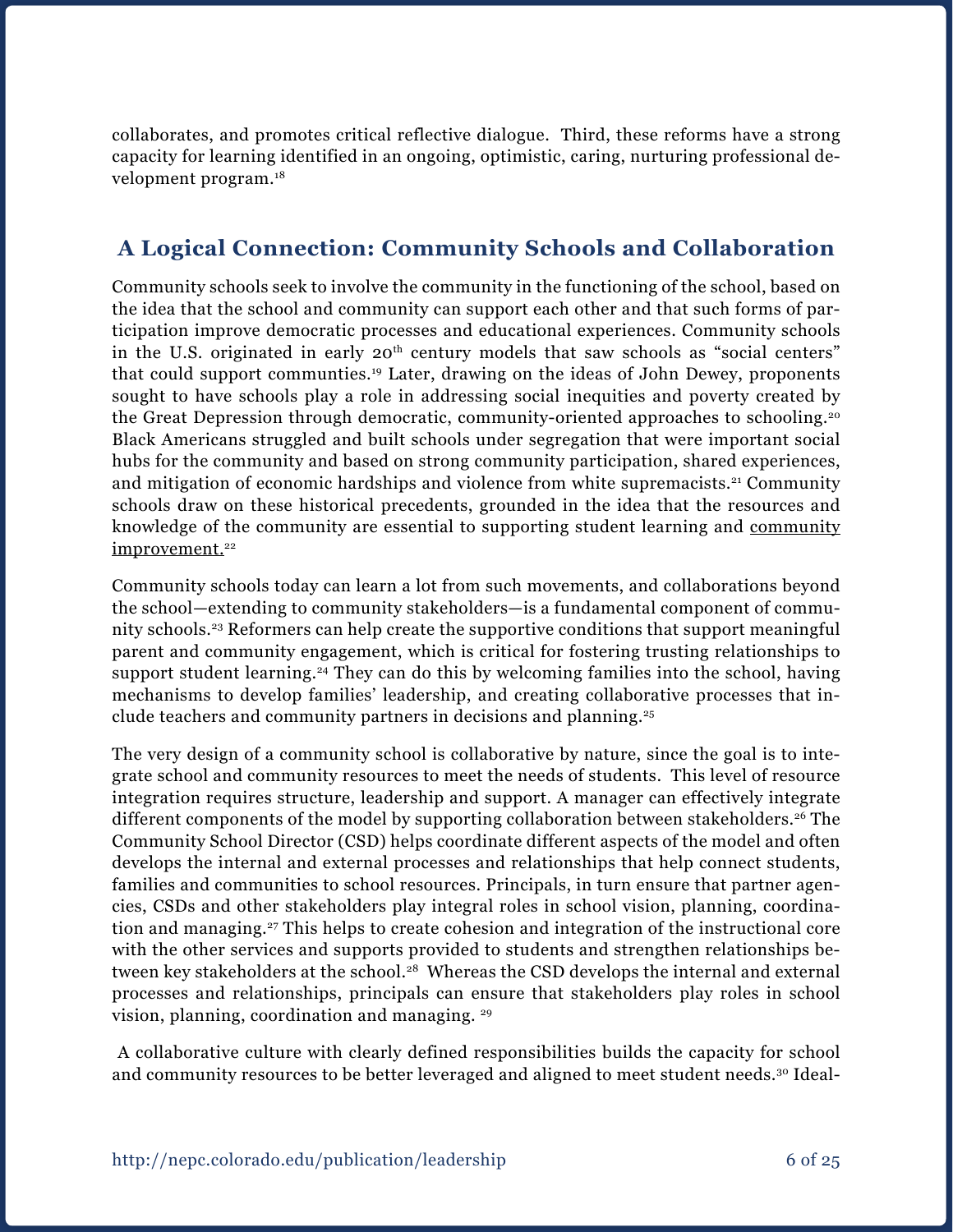collaborates, and promotes critical reflective dialogue. Third, these reforms have a strong capacity for learning identified in an ongoing, optimistic, caring, nurturing professional development program.[18]

## A Logical Connection: Community Schools and Collaboration

Community schools seek to involve the community in the functioning of the school, based on the idea that the school and community can support each other and that such forms of participation improve democratic processes and educational experiences. Community schools in the U.S. originated in early 20th century models that saw schools as "social centers" that could support communities.[19] Later, drawing on the ideas of John Dewey, proponents sought to have schools play a role in addressing social inequities and poverty created by the Great Depression through democratic, community-oriented approaches to schooling.[20] Black Americans struggled and built schools under segregation that were important social hubs for the community and based on strong community participation, shared experiences, and mitigation of economic hardships and violence from white supremacists.[21] Community schools draw on these historical precedents, grounded in the idea that the resources and knowledge of the community are essential to supporting student learning and community improvement.[22]

Community schools today can learn a lot from such movements, and collaborations beyond the school—extending to community stakeholders—is a fundamental component of community schools.[23] Reformers can help create the supportive conditions that support meaningful parent and community engagement, which is critical for fostering trusting relationships to support student learning.[24] They can do this by welcoming families into the school, having mechanisms to develop families' leadership, and creating collaborative processes that include teachers and community partners in decisions and planning.[25]

The very design of a community school is collaborative by nature, since the goal is to integrate school and community resources to meet the needs of students. This level of resource integration requires structure, leadership and support. A manager can effectively integrate different components of the model by supporting collaboration between stakeholders.[26] The Community School Director (CSD) helps coordinate different aspects of the model and often develops the internal and external processes and relationships that help connect students, families and communities to school resources. Principals, in turn ensure that partner agencies, CSDs and other stakeholders play integral roles in school vision, planning, coordination and managing.[27] This helps to create cohesion and integration of the instructional core with the other services and supports provided to students and strengthen relationships between key stakeholders at the school.[28] Whereas the CSD develops the internal and external processes and relationships, principals can ensure that stakeholders play roles in school vision, planning, coordination and managing.[29]

A collaborative culture with clearly defined responsibilities builds the capacity for school and community resources to be better leveraged and aligned to meet student needs.[30] Ideal-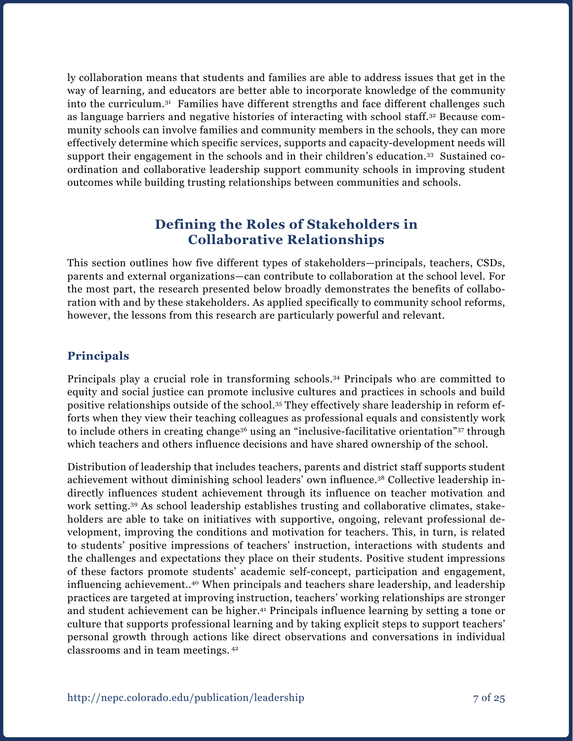ly collaboration means that students and families are able to address issues that get in the way of learning, and educators are better able to incorporate knowledge of the community into the curriculum.[31] Families have different strengths and face different challenges such as language barriers and negative histories of interacting with school staff.[32] Because community schools can involve families and community members in the schools, they can more effectively determine which specific services, supports and capacity-development needs will support their engagement in the schools and in their children's education.[33] Sustained coordination and collaborative leadership support community schools in improving student outcomes while building trusting relationships between communities and schools.

## Defining the Roles of Stakeholders in Collaborative Relationships

This section outlines how five different types of stakeholders—principals, teachers, CSDs, parents and external organizations—can contribute to collaboration at the school level. For the most part, the research presented below broadly demonstrates the benefits of collaboration with and by these stakeholders. As applied specifically to community school reforms, however, the lessons from this research are particularly powerful and relevant.

### Principals

Principals play a crucial role in transforming schools.[34] Principals who are committed to equity and social justice can promote inclusive cultures and practices in schools and build positive relationships outside of the school.[35] They effectively share leadership in reform efforts when they view their teaching colleagues as professional equals and consistently work to include others in creating change[36] using an "inclusive-facilitative orientation"[37] through which teachers and others influence decisions and have shared ownership of the school.

Distribution of leadership that includes teachers, parents and district staff supports student achievement without diminishing school leaders' own influence.[38] Collective leadership indirectly influences student achievement through its influence on teacher motivation and work setting.[39] As school leadership establishes trusting and collaborative climates, stakeholders are able to take on initiatives with supportive, ongoing, relevant professional development, improving the conditions and motivation for teachers. This, in turn, is related to students' positive impressions of teachers' instruction, interactions with students and the challenges and expectations they place on their students. Positive student impressions of these factors promote students' academic self-concept, participation and engagement, influencing achievement..[40] When principals and teachers share leadership, and leadership practices are targeted at improving instruction, teachers' working relationships are stronger and student achievement can be higher.[41] Principals influence learning by setting a tone or culture that supports professional learning and by taking explicit steps to support teachers' personal growth through actions like direct observations and conversations in individual classrooms and in team meetings. [42]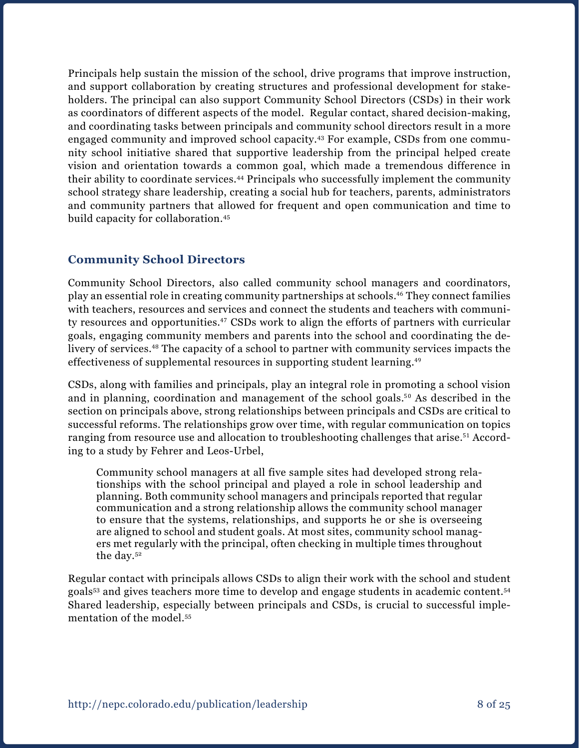Principals help sustain the mission of the school, drive programs that improve instruction, and support collaboration by creating structures and professional development for stakeholders. The principal can also support Community School Directors (CSDs) in their work as coordinators of different aspects of the model. Regular contact, shared decision-making, and coordinating tasks between principals and community school directors result in a more engaged community and improved school capacity.[43] For example, CSDs from one community school initiative shared that supportive leadership from the principal helped create vision and orientation towards a common goal, which made a tremendous difference in their ability to coordinate services.[44] Principals who successfully implement the community school strategy share leadership, creating a social hub for teachers, parents, administrators and community partners that allowed for frequent and open communication and time to build capacity for collaboration.[45]

## Community School Directors

Community School Directors, also called community school managers and coordinators, play an essential role in creating community partnerships at schools.[46] They connect families with teachers, resources and services and connect the students and teachers with community resources and opportunities.[47] CSDs work to align the efforts of partners with curricular goals, engaging community members and parents into the school and coordinating the delivery of services.[48] The capacity of a school to partner with community services impacts the effectiveness of supplemental resources in supporting student learning.[49]

CSDs, along with families and principals, play an integral role in promoting a school vision and in planning, coordination and management of the school goals.[50] As described in the section on principals above, strong relationships between principals and CSDs are critical to successful reforms. The relationships grow over time, with regular communication on topics ranging from resource use and allocation to troubleshooting challenges that arise.[51] According to a study by Fehrer and Leos-Urbel,

> Community school managers at all five sample sites had developed strong relationships with the school principal and played a role in school leadership and planning. Both community school managers and principals reported that regular communication and a strong relationship allows the community school manager to ensure that the systems, relationships, and supports he or she is overseeing are aligned to school and student goals. At most sites, community school managers met regularly with the principal, often checking in multiple times throughout the day.[52]

Regular contact with principals allows CSDs to align their work with the school and student goals[53] and gives teachers more time to develop and engage students in academic content.[54] Shared leadership, especially between principals and CSDs, is crucial to successful implementation of the model.[55]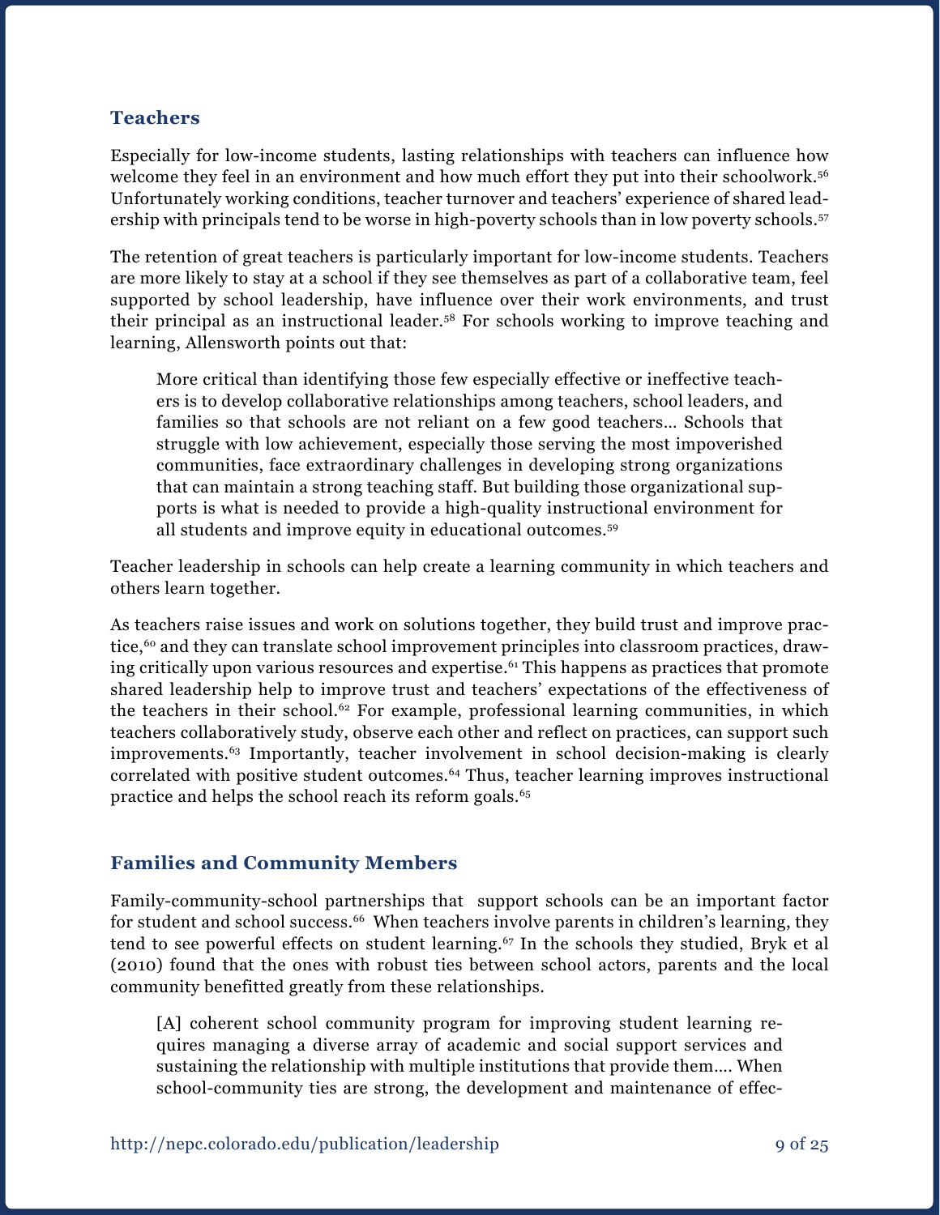## Teachers

Especially for low-income students, lasting relationships with teachers can influence how welcome they feel in an environment and how much effort they put into their schoolwork.[56] Unfortunately working conditions, teacher turnover and teachers' experience of shared leadership with principals tend to be worse in high-poverty schools than in low poverty schools.[57]

The retention of great teachers is particularly important for low-income students. Teachers are more likely to stay at a school if they see themselves as part of a collaborative team, feel supported by school leadership, have influence over their work environments, and trust their principal as an instructional leader.[58] For schools working to improve teaching and learning, Allensworth points out that:

> More critical than identifying those few especially effective or ineffective teachers is to develop collaborative relationships among teachers, school leaders, and families so that schools are not reliant on a few good teachers… Schools that struggle with low achievement, especially those serving the most impoverished communities, face extraordinary challenges in developing strong organizations that can maintain a strong teaching staff. But building those organizational supports is what is needed to provide a high-quality instructional environment for all students and improve equity in educational outcomes.[59]

Teacher leadership in schools can help create a learning community in which teachers and others learn together.

As teachers raise issues and work on solutions together, they build trust and improve practice,[60] and they can translate school improvement principles into classroom practices, drawing critically upon various resources and expertise.[61] This happens as practices that promote shared leadership help to improve trust and teachers' expectations of the effectiveness of the teachers in their school.[62] For example, professional learning communities, in which teachers collaboratively study, observe each other and reflect on practices, can support such improvements.[63] Importantly, teacher involvement in school decision-making is clearly correlated with positive student outcomes.[64] Thus, teacher learning improves instructional practice and helps the school reach its reform goals.[65]

## Families and Community Members

Family-community-school partnerships that support schools can be an important factor for student and school success.[66] When teachers involve parents in children's learning, they tend to see powerful effects on student learning.[67] In the schools they studied, Bryk et al (2010) found that the ones with robust ties between school actors, parents and the local community benefitted greatly from these relationships.

> [A] coherent school community program for improving student learning requires managing a diverse array of academic and social support services and sustaining the relationship with multiple institutions that provide them…. When school-community ties are strong, the development and maintenance of effec-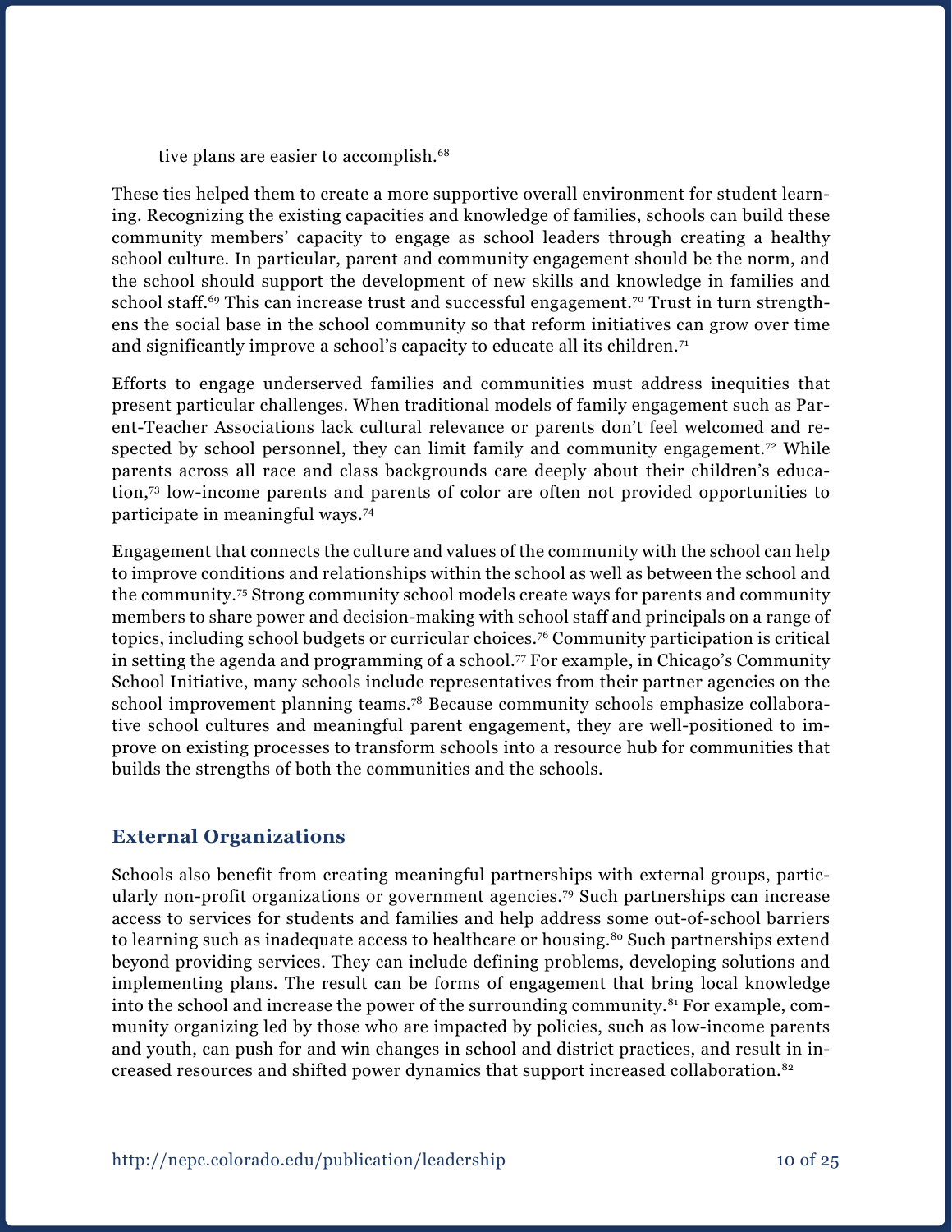tive plans are easier to accomplish.[68]

These ties helped them to create a more supportive overall environment for student learning. Recognizing the existing capacities and knowledge of families, schools can build these community members' capacity to engage as school leaders through creating a healthy school culture. In particular, parent and community engagement should be the norm, and the school should support the development of new skills and knowledge in families and school staff.[69] This can increase trust and successful engagement.[70] Trust in turn strengthens the social base in the school community so that reform initiatives can grow over time and significantly improve a school's capacity to educate all its children.[71]

Efforts to engage underserved families and communities must address inequities that present particular challenges. When traditional models of family engagement such as Parent-Teacher Associations lack cultural relevance or parents don't feel welcomed and respected by school personnel, they can limit family and community engagement.[72] While parents across all race and class backgrounds care deeply about their children's education,[73] low-income parents and parents of color are often not provided opportunities to participate in meaningful ways.[74]

Engagement that connects the culture and values of the community with the school can help to improve conditions and relationships within the school as well as between the school and the community.[75] Strong community school models create ways for parents and community members to share power and decision-making with school staff and principals on a range of topics, including school budgets or curricular choices.[76] Community participation is critical in setting the agenda and programming of a school.[77] For example, in Chicago's Community School Initiative, many schools include representatives from their partner agencies on the school improvement planning teams.[78] Because community schools emphasize collaborative school cultures and meaningful parent engagement, they are well-positioned to improve on existing processes to transform schools into a resource hub for communities that builds the strengths of both the communities and the schools.

### External Organizations

Schools also benefit from creating meaningful partnerships with external groups, particularly non-profit organizations or government agencies.[79] Such partnerships can increase access to services for students and families and help address some out-of-school barriers to learning such as inadequate access to healthcare or housing.[80] Such partnerships extend beyond providing services. They can include defining problems, developing solutions and implementing plans. The result can be forms of engagement that bring local knowledge into the school and increase the power of the surrounding community.[81] For example, community organizing led by those who are impacted by policies, such as low-income parents and youth, can push for and win changes in school and district practices, and result in increased resources and shifted power dynamics that support increased collaboration.[82]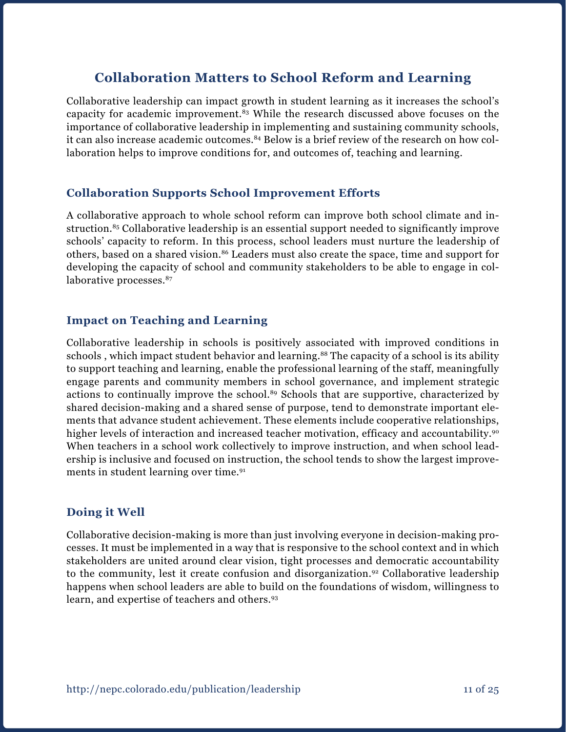# Collaboration Matters to School Reform and Learning

Collaborative leadership can impact growth in student learning as it increases the school's capacity for academic improvement.[83] While the research discussed above focuses on the importance of collaborative leadership in implementing and sustaining community schools, it can also increase academic outcomes.[84] Below is a brief review of the research on how collaboration helps to improve conditions for, and outcomes of, teaching and learning.

## Collaboration Supports School Improvement Efforts

A collaborative approach to whole school reform can improve both school climate and instruction.[85] Collaborative leadership is an essential support needed to significantly improve schools' capacity to reform. In this process, school leaders must nurture the leadership of others, based on a shared vision.[86] Leaders must also create the space, time and support for developing the capacity of school and community stakeholders to be able to engage in collaborative processes.[87]

## Impact on Teaching and Learning

Collaborative leadership in schools is positively associated with improved conditions in schools , which impact student behavior and learning.[88] The capacity of a school is its ability to support teaching and learning, enable the professional learning of the staff, meaningfully engage parents and community members in school governance, and implement strategic actions to continually improve the school.[89] Schools that are supportive, characterized by shared decision-making and a shared sense of purpose, tend to demonstrate important elements that advance student achievement. These elements include cooperative relationships, higher levels of interaction and increased teacher motivation, efficacy and accountability.[90] When teachers in a school work collectively to improve instruction, and when school leadership is inclusive and focused on instruction, the school tends to show the largest improvements in student learning over time.[91]

## Doing it Well

Collaborative decision-making is more than just involving everyone in decision-making processes. It must be implemented in a way that is responsive to the school context and in which stakeholders are united around clear vision, tight processes and democratic accountability to the community, lest it create confusion and disorganization.[92] Collaborative leadership happens when school leaders are able to build on the foundations of wisdom, willingness to learn, and expertise of teachers and others.[93]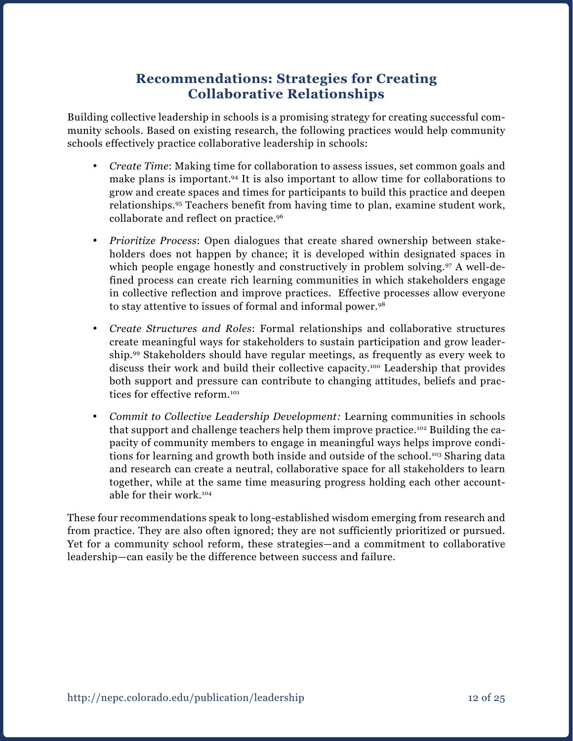## Recommendations: Strategies for Creating Collaborative Relationships

Building collective leadership in schools is a promising strategy for creating successful community schools. Based on existing research, the following practices would help community schools effectively practice collaborative leadership in schools:

- *Create Time*: Making time for collaboration to assess issues, set common goals and make plans is important.[94] It is also important to allow time for collaborations to grow and create spaces and times for participants to build this practice and deepen relationships.[95] Teachers benefit from having time to plan, examine student work, collaborate and reflect on practice.[96]

- *Prioritize Process*: Open dialogues that create shared ownership between stakeholders does not happen by chance; it is developed within designated spaces in which people engage honestly and constructively in problem solving.[97] A well-defined process can create rich learning communities in which stakeholders engage in collective reflection and improve practices. Effective processes allow everyone to stay attentive to issues of formal and informal power.[98]

- *Create Structures and Roles*: Formal relationships and collaborative structures create meaningful ways for stakeholders to sustain participation and grow leadership.[99] Stakeholders should have regular meetings, as frequently as every week to discuss their work and build their collective capacity.[100] Leadership that provides both support and pressure can contribute to changing attitudes, beliefs and practices for effective reform.[101]

- *Commit to Collective Leadership Development:* Learning communities in schools that support and challenge teachers help them improve practice.[102] Building the capacity of community members to engage in meaningful ways helps improve conditions for learning and growth both inside and outside of the school.[103] Sharing data and research can create a neutral, collaborative space for all stakeholders to learn together, while at the same time measuring progress holding each other accountable for their work.[104]

These four recommendations speak to long-established wisdom emerging from research and from practice. They are also often ignored; they are not sufficiently prioritized or pursued. Yet for a community school reform, these strategies—and a commitment to collaborative leadership—can easily be the difference between success and failure.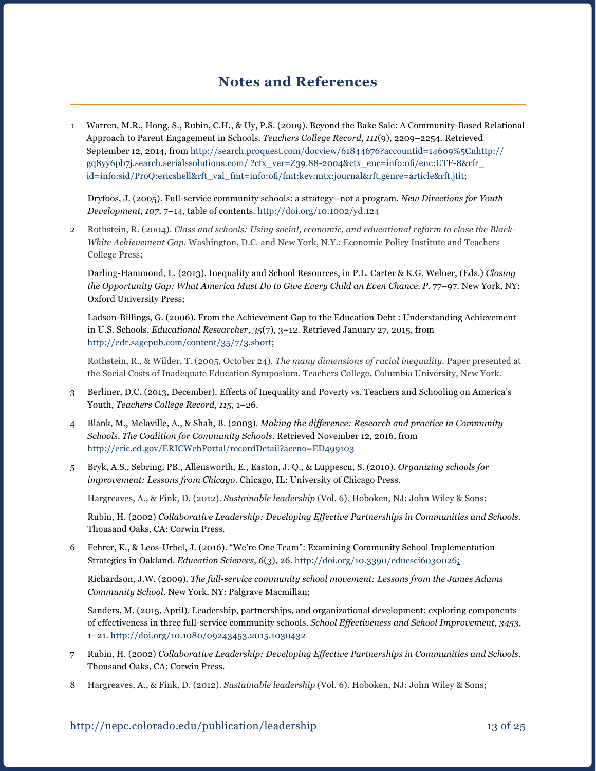# Notes and References

1. Warren, M.R., Hong, S., Rubin, C.H., & Uy, P.S. (2009). Beyond the Bake Sale: A Community-Based Relational Approach to Parent Engagement in Schools. *Teachers College Record*, *111*(9), 2209–2254. Retrieved September 12, 2014, from http://search.proquest.com/docview/61844676?accountid=14609%5Cnhttp://gq8yy6pb7j.search.serialssolutions.com/ ?ctx_ver=Z39.88-2004&ctx_enc=info:ofi/enc:UTF-8&rfr_id=info:sid/ProQ:ericshell&rft_val_fmt=info:ofi/fmt:kev:mtx:journal&rft.genre=article&rft.jtit;

   Dryfoos, J. (2005). Full-service community schools: a strategy--not a program. *New Directions for Youth Development*, *107*, 7–14, table of contents. http://doi.org/10.1002/yd.124

2. Rothstein, R. (2004). *Class and schools: Using social, economic, and educational reform to close the Black-White Achievement Gap*. Washington, D.C. and New York, N.Y.: Economic Policy Institute and Teachers College Press;

   Darling-Hammond, L. (2013). Inequality and School Resources, in P.L. Carter & K.G. Welner, (Eds.) *Closing the Opportunity Gap: What America Must Do to Give Every Child an Even Chance. P.* 77–97. New York, NY: Oxford University Press;

   Ladson-Billings, G. (2006). From the Achievement Gap to the Education Debt : Understanding Achievement in U.S. Schools. *Educational Researcher*, *35*(7), 3–12. Retrieved January 27, 2015, from http://edr.sagepub.com/content/35/7/3.short;

   Rothstein, R., & Wilder, T. (2005, October 24). *The many dimensions of racial inequality*. Paper presented at the Social Costs of Inadequate Education Symposium, Teachers College, Columbia University, New York.

3. Berliner, D.C. (2013, December). Effects of Inequality and Poverty vs. Teachers and Schooling on America's Youth, *Teachers College Record*, *115*, 1–26.

4. Blank, M., Melaville, A., & Shah, B. (2003). *Making the difference: Research and practice in Community Schools. The Coalition for Community Schools*. Retrieved November 12, 2016, from http://eric.ed.gov/ERICWebPortal/recordDetail?accno=ED499103

5. Bryk, A.S., Sebring, PB., Allensworth, E., Easton, J. Q., & Luppescu, S. (2010). *Organizing schools for improvement: Lessons from Chicago*. Chicago, IL: University of Chicago Press.

   Hargreaves, A., & Fink, D. (2012). *Sustainable leadership* (Vol. 6). Hoboken, NJ: John Wiley & Sons;

   Rubin, H. (2002) *Collaborative Leadership: Developing Effective Partnerships in Communities and Schools*. Thousand Oaks, CA: Corwin Press.

6. Fehrer, K., & Leos-Urbel, J. (2016). "We're One Team": Examining Community School Implementation Strategies in Oakland. *Education Sciences*, *6*(3), 26. http://doi.org/10.3390/educsci6030026;

   Richardson, J.W. (2009). *The full-service community school movement: Lessons from the James Adams Community School*. New York, NY: Palgrave Macmillan;

   Sanders, M. (2015, April). Leadership, partnerships, and organizational development: exploring components of effectiveness in three full-service community schools. *School Effectiveness and School Improvement*, *3453*, 1–21. http://doi.org/10.1080/09243453.2015.1030432

7. Rubin, H. (2002) *Collaborative Leadership: Developing Effective Partnerships in Communities and Schools*. Thousand Oaks, CA: Corwin Press.

8. Hargreaves, A., & Fink, D. (2012). *Sustainable leadership* (Vol. 6). Hoboken, NJ: John Wiley & Sons;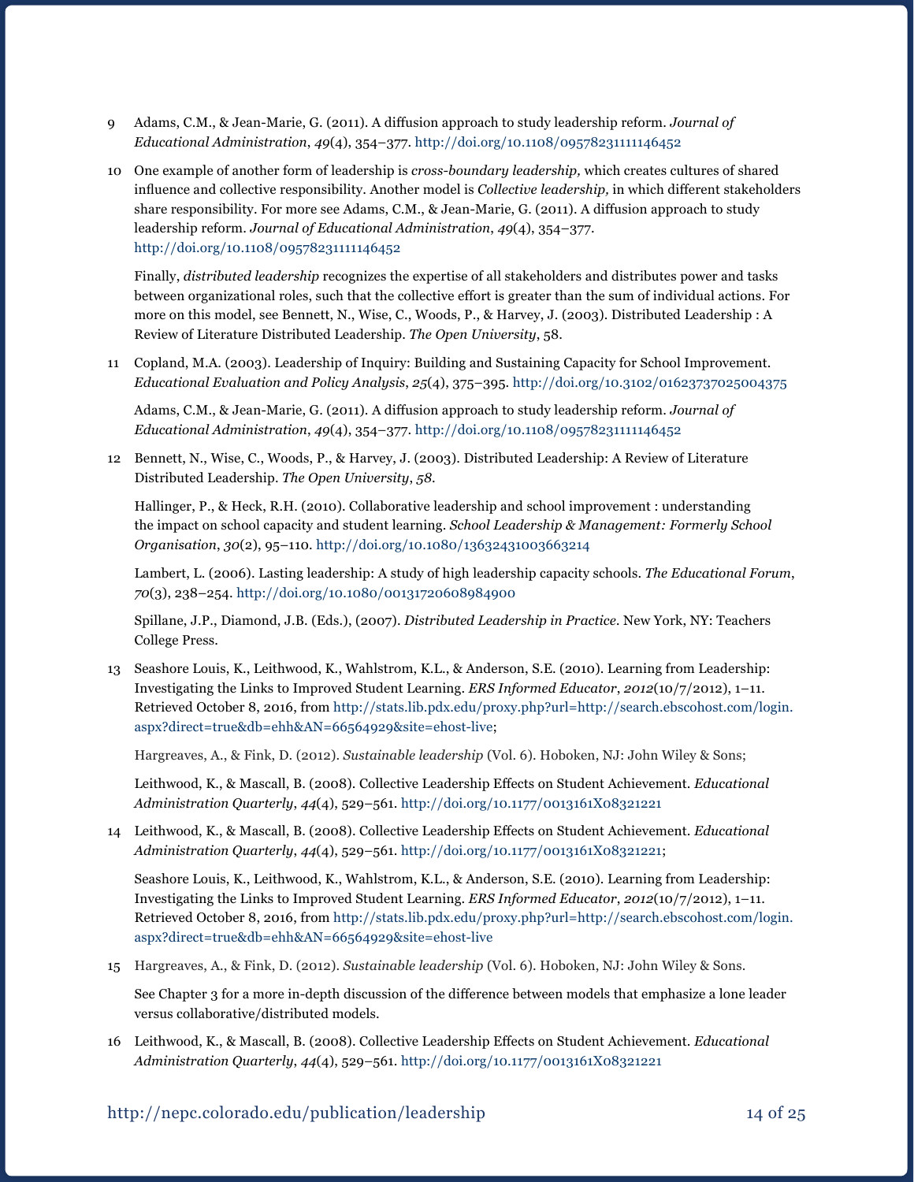9 Adams, C.M., & Jean-Marie, G. (2011). A diffusion approach to study leadership reform. *Journal of Educational Administration*, *49*(4), 354–377. http://doi.org/10.1108/09578231111146452

10 One example of another form of leadership is *cross-boundary leadership,* which creates cultures of shared influence and collective responsibility. Another model is *Collective leadership,* in which different stakeholders share responsibility. For more see Adams, C.M., & Jean-Marie, G. (2011). A diffusion approach to study leadership reform. *Journal of Educational Administration*, *49*(4), 354–377. http://doi.org/10.1108/09578231111146452

Finally, *distributed leadership* recognizes the expertise of all stakeholders and distributes power and tasks between organizational roles, such that the collective effort is greater than the sum of individual actions. For more on this model, see Bennett, N., Wise, C., Woods, P., & Harvey, J. (2003). Distributed Leadership : A Review of Literature Distributed Leadership. *The Open University*, 58.

11 Copland, M.A. (2003). Leadership of Inquiry: Building and Sustaining Capacity for School Improvement. *Educational Evaluation and Policy Analysis*, *25*(4), 375–395. http://doi.org/10.3102/01623737025004375

Adams, C.M., & Jean-Marie, G. (2011). A diffusion approach to study leadership reform. *Journal of Educational Administration*, *49*(4), 354–377. http://doi.org/10.1108/09578231111146452

12 Bennett, N., Wise, C., Woods, P., & Harvey, J. (2003). Distributed Leadership: A Review of Literature Distributed Leadership. *The Open University*, *58*.

Hallinger, P., & Heck, R.H. (2010). Collaborative leadership and school improvement : understanding the impact on school capacity and student learning. *School Leadership & Management: Formerly School Organisation*, *30*(2), 95–110. http://doi.org/10.1080/13632431003663214

Lambert, L. (2006). Lasting leadership: A study of high leadership capacity schools. *The Educational Forum*, *70*(3), 238–254. http://doi.org/10.1080/00131720608984900

Spillane, J.P., Diamond, J.B. (Eds.), (2007). *Distributed Leadership in Practice*. New York, NY: Teachers College Press.

13 Seashore Louis, K., Leithwood, K., Wahlstrom, K.L., & Anderson, S.E. (2010). Learning from Leadership: Investigating the Links to Improved Student Learning. *ERS Informed Educator*, *2012*(10/7/2012), 1–11. Retrieved October 8, 2016, from http://stats.lib.pdx.edu/proxy.php?url=http://search.ebscohost.com/login.aspx?direct=true&db=ehh&AN=66564929&site=ehost-live;

Hargreaves, A., & Fink, D. (2012). *Sustainable leadership* (Vol. 6). Hoboken, NJ: John Wiley & Sons;

Leithwood, K., & Mascall, B. (2008). Collective Leadership Effects on Student Achievement. *Educational Administration Quarterly*, *44*(4), 529–561. http://doi.org/10.1177/0013161X08321221

14 Leithwood, K., & Mascall, B. (2008). Collective Leadership Effects on Student Achievement. *Educational Administration Quarterly*, *44*(4), 529–561. http://doi.org/10.1177/0013161X08321221;

Seashore Louis, K., Leithwood, K., Wahlstrom, K.L., & Anderson, S.E. (2010). Learning from Leadership: Investigating the Links to Improved Student Learning. *ERS Informed Educator*, *2012*(10/7/2012), 1–11. Retrieved October 8, 2016, from http://stats.lib.pdx.edu/proxy.php?url=http://search.ebscohost.com/login.aspx?direct=true&db=ehh&AN=66564929&site=ehost-live

15 Hargreaves, A., & Fink, D. (2012). *Sustainable leadership* (Vol. 6). Hoboken, NJ: John Wiley & Sons.

See Chapter 3 for a more in-depth discussion of the difference between models that emphasize a lone leader versus collaborative/distributed models.

16 Leithwood, K., & Mascall, B. (2008). Collective Leadership Effects on Student Achievement. *Educational Administration Quarterly*, *44*(4), 529–561. http://doi.org/10.1177/0013161X08321221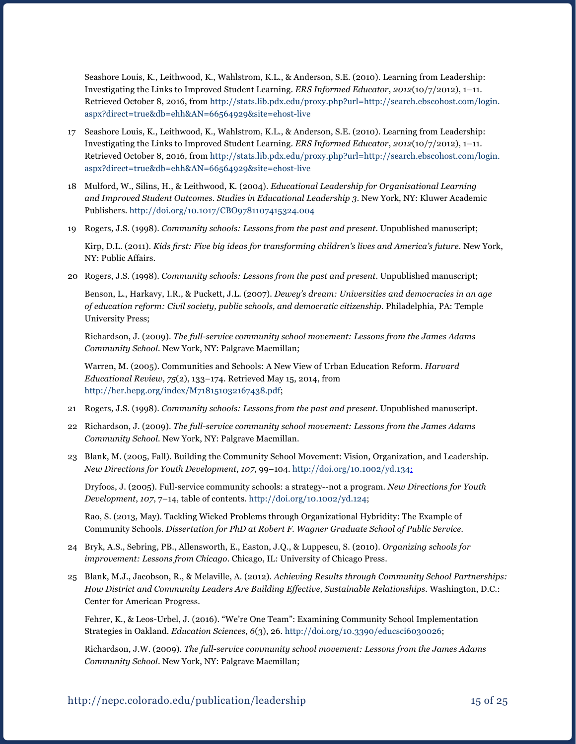Seashore Louis, K., Leithwood, K., Wahlstrom, K.L., & Anderson, S.E. (2010). Learning from Leadership: Investigating the Links to Improved Student Learning. *ERS Informed Educator*, *2012*(10/7/2012), 1–11. Retrieved October 8, 2016, from http://stats.lib.pdx.edu/proxy.php?url=http://search.ebscohost.com/login.aspx?direct=true&db=ehh&AN=66564929&site=ehost-live

17 Seashore Louis, K., Leithwood, K., Wahlstrom, K.L., & Anderson, S.E. (2010). Learning from Leadership: Investigating the Links to Improved Student Learning. *ERS Informed Educator*, *2012*(10/7/2012), 1–11. Retrieved October 8, 2016, from http://stats.lib.pdx.edu/proxy.php?url=http://search.ebscohost.com/login.aspx?direct=true&db=ehh&AN=66564929&site=ehost-live

18 Mulford, W., Silins, H., & Leithwood, K. (2004). *Educational Leadership for Organisational Learning and Improved Student Outcomes. Studies in Educational Leadership 3*. New York, NY: Kluwer Academic Publishers. http://doi.org/10.1017/CBO9781107415324.004

19 Rogers, J.S. (1998). *Community schools: Lessons from the past and present*. Unpublished manuscript;

Kirp, D.L. (2011). *Kids first: Five big ideas for transforming children's lives and America's future*. New York, NY: Public Affairs.

20 Rogers, J.S. (1998). *Community schools: Lessons from the past and present*. Unpublished manuscript;

Benson, L., Harkavy, I.R., & Puckett, J.L. (2007). *Dewey's dream: Universities and democracies in an age of education reform: Civil society, public schools, and democratic citizenship*. Philadelphia, PA: Temple University Press;

Richardson, J. (2009). *The full-service community school movement: Lessons from the James Adams Community School*. New York, NY: Palgrave Macmillan;

Warren, M. (2005). Communities and Schools: A New View of Urban Education Reform. *Harvard Educational Review*, *75*(2), 133–174. Retrieved May 15, 2014, from http://her.hepg.org/index/M718151032167438.pdf;

21 Rogers, J.S. (1998). *Community schools: Lessons from the past and present*. Unpublished manuscript.

22 Richardson, J. (2009). *The full-service community school movement: Lessons from the James Adams Community School*. New York, NY: Palgrave Macmillan.

23 Blank, M. (2005, Fall). Building the Community School Movement: Vision, Organization, and Leadership. *New Directions for Youth Development*, *107*, 99–104. http://doi.org/10.1002/yd.134;

Dryfoos, J. (2005). Full-service community schools: a strategy--not a program. *New Directions for Youth Development*, *107*, 7–14, table of contents. http://doi.org/10.1002/yd.124;

Rao, S. (2013, May). Tackling Wicked Problems through Organizational Hybridity: The Example of Community Schools. *Dissertation for PhD at Robert F. Wagner Graduate School of Public Service*.

24 Bryk, A.S., Sebring, PB., Allensworth, E., Easton, J.Q., & Luppescu, S. (2010). *Organizing schools for improvement: Lessons from Chicago*. Chicago, IL: University of Chicago Press.

25 Blank, M.J., Jacobson, R., & Melaville, A. (2012). *Achieving Results through Community School Partnerships: How District and Community Leaders Are Building Effective, Sustainable Relationships*. Washington, D.C.: Center for American Progress.

Fehrer, K., & Leos-Urbel, J. (2016). "We're One Team": Examining Community School Implementation Strategies in Oakland. *Education Sciences*, *6*(3), 26. http://doi.org/10.3390/educsci6030026;

Richardson, J.W. (2009). *The full-service community school movement: Lessons from the James Adams Community School*. New York, NY: Palgrave Macmillan;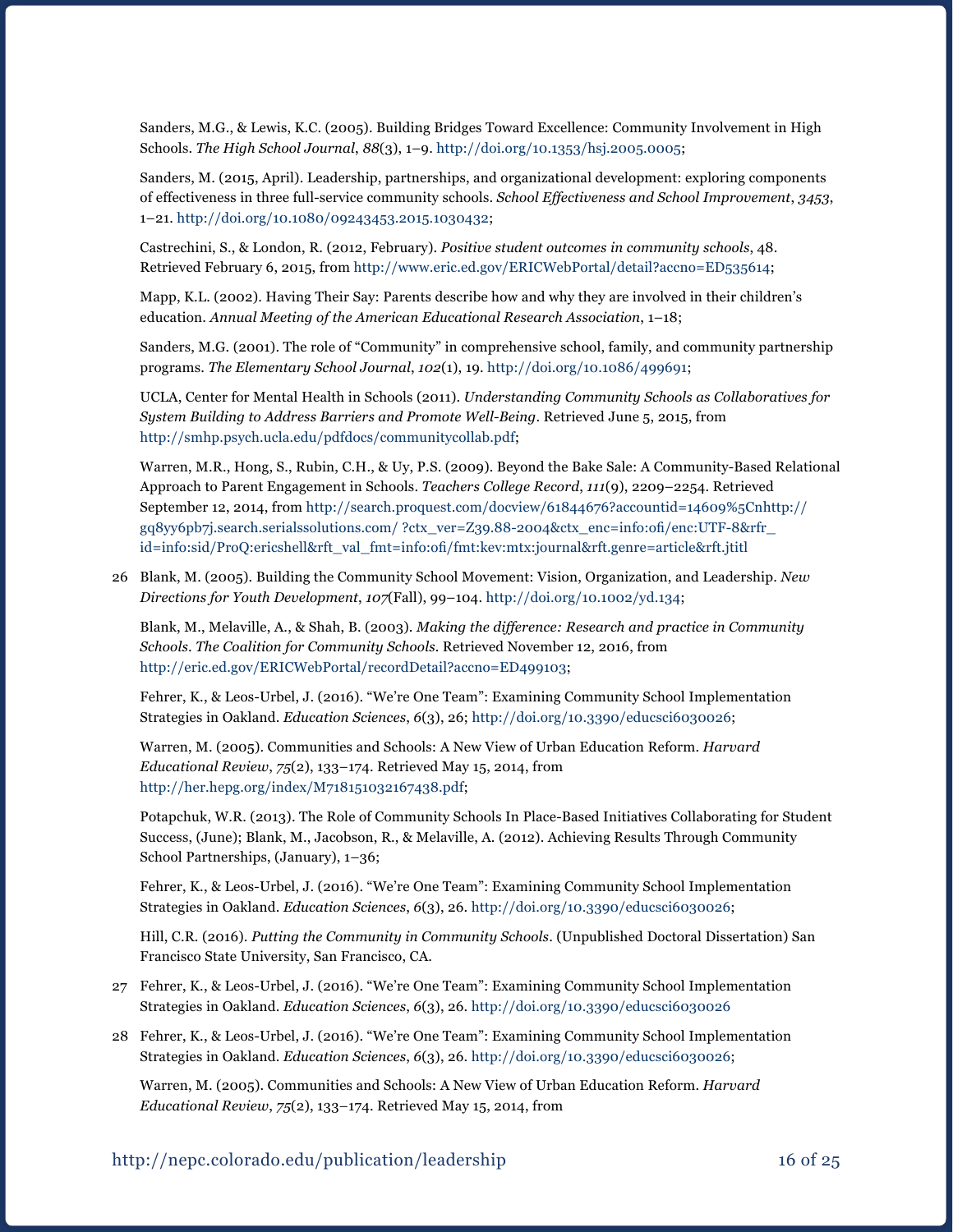Sanders, M.G., & Lewis, K.C. (2005). Building Bridges Toward Excellence: Community Involvement in High Schools. *The High School Journal*, *88*(3), 1–9. http://doi.org/10.1353/hsj.2005.0005;

Sanders, M. (2015, April). Leadership, partnerships, and organizational development: exploring components of effectiveness in three full-service community schools. *School Effectiveness and School Improvement*, *3453*, 1–21. http://doi.org/10.1080/09243453.2015.1030432;

Castrechini, S., & London, R. (2012, February). *Positive student outcomes in community schools*, 48. Retrieved February 6, 2015, from http://www.eric.ed.gov/ERICWebPortal/detail?accno=ED535614;

Mapp, K.L. (2002). Having Their Say: Parents describe how and why they are involved in their children's education. *Annual Meeting of the American Educational Research Association*, 1–18;

Sanders, M.G. (2001). The role of "Community" in comprehensive school, family, and community partnership programs. *The Elementary School Journal*, *102*(1), 19. http://doi.org/10.1086/499691;

UCLA, Center for Mental Health in Schools (2011). *Understanding Community Schools as Collaboratives for System Building to Address Barriers and Promote Well-Being*. Retrieved June 5, 2015, from http://smhp.psych.ucla.edu/pdfdocs/communitycollab.pdf;

Warren, M.R., Hong, S., Rubin, C.H., & Uy, P.S. (2009). Beyond the Bake Sale: A Community-Based Relational Approach to Parent Engagement in Schools. *Teachers College Record*, *111*(9), 2209–2254. Retrieved September 12, 2014, from http://search.proquest.com/docview/61844676?accountid=14609%5Cnhttp://gq8yy6pb7j.search.serialssolutions.com/ ?ctx_ver=Z39.88-2004&ctx_enc=info:ofi/enc:UTF-8&rfr_id=info:sid/ProQ:ericshell&rft_val_fmt=info:ofi/fmt:kev:mtx:journal&rft.genre=article&rft.jtitl

26 Blank, M. (2005). Building the Community School Movement: Vision, Organization, and Leadership. *New Directions for Youth Development*, *107*(Fall), 99–104. http://doi.org/10.1002/yd.134;

Blank, M., Melaville, A., & Shah, B. (2003). *Making the difference: Research and practice in Community Schools. The Coalition for Community Schools.* Retrieved November 12, 2016, from http://eric.ed.gov/ERICWebPortal/recordDetail?accno=ED499103;

Fehrer, K., & Leos-Urbel, J. (2016). "We're One Team": Examining Community School Implementation Strategies in Oakland. *Education Sciences*, *6*(3), 26; http://doi.org/10.3390/educsci6030026;

Warren, M. (2005). Communities and Schools: A New View of Urban Education Reform. *Harvard Educational Review*, *75*(2), 133–174. Retrieved May 15, 2014, from http://her.hepg.org/index/M718151032167438.pdf;

Potapchuk, W.R. (2013). The Role of Community Schools In Place-Based Initiatives Collaborating for Student Success, (June); Blank, M., Jacobson, R., & Melaville, A. (2012). Achieving Results Through Community School Partnerships, (January), 1–36;

Fehrer, K., & Leos-Urbel, J. (2016). "We're One Team": Examining Community School Implementation Strategies in Oakland. *Education Sciences*, *6*(3), 26. http://doi.org/10.3390/educsci6030026;

Hill, C.R. (2016). *Putting the Community in Community Schools*. (Unpublished Doctoral Dissertation) San Francisco State University, San Francisco, CA.

27 Fehrer, K., & Leos-Urbel, J. (2016). "We're One Team": Examining Community School Implementation Strategies in Oakland. *Education Sciences*, *6*(3), 26. http://doi.org/10.3390/educsci6030026

28 Fehrer, K., & Leos-Urbel, J. (2016). "We're One Team": Examining Community School Implementation Strategies in Oakland. *Education Sciences*, *6*(3), 26. http://doi.org/10.3390/educsci6030026;

Warren, M. (2005). Communities and Schools: A New View of Urban Education Reform. *Harvard Educational Review*, *75*(2), 133–174. Retrieved May 15, 2014, from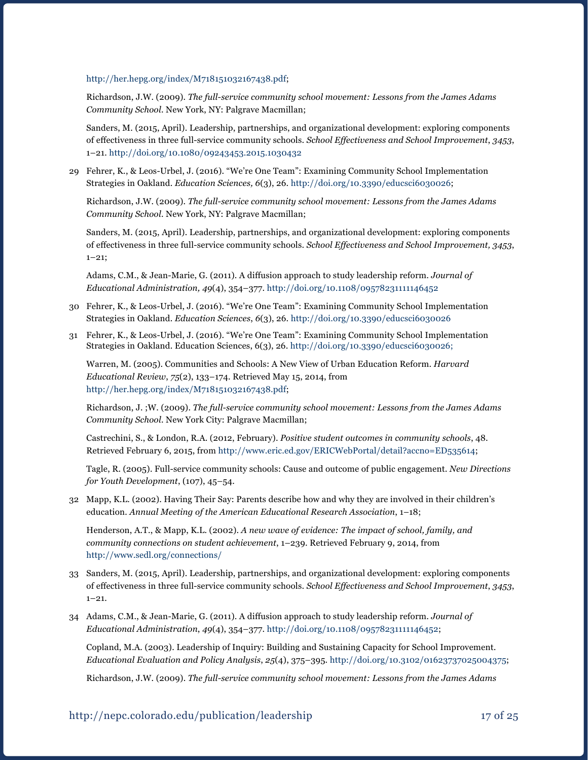http://her.hepg.org/index/M718151032167438.pdf;

Richardson, J.W. (2009). *The full-service community school movement: Lessons from the James Adams Community School*. New York, NY: Palgrave Macmillan;

Sanders, M. (2015, April). Leadership, partnerships, and organizational development: exploring components of effectiveness in three full-service community schools. *School Effectiveness and School Improvement*, *3453*, 1–21. http://doi.org/10.1080/09243453.2015.1030432

29 Fehrer, K., & Leos-Urbel, J. (2016). "We're One Team": Examining Community School Implementation Strategies in Oakland. *Education Sciences, 6*(3), 26. http://doi.org/10.3390/educsci6030026;

Richardson, J.W. (2009). *The full-service community school movement: Lessons from the James Adams Community School*. New York, NY: Palgrave Macmillan;

Sanders, M. (2015, April). Leadership, partnerships, and organizational development: exploring components of effectiveness in three full-service community schools. *School Effectiveness and School Improvement, 3453*, 1–21;

Adams, C.M., & Jean-Marie, G. (2011). A diffusion approach to study leadership reform. *Journal of Educational Administration, 49*(4), 354–377. http://doi.org/10.1108/09578231111146452

30 Fehrer, K., & Leos-Urbel, J. (2016). "We're One Team": Examining Community School Implementation Strategies in Oakland. *Education Sciences*, *6*(3), 26. http://doi.org/10.3390/educsci6030026

31 Fehrer, K., & Leos-Urbel, J. (2016). "We're One Team": Examining Community School Implementation Strategies in Oakland. Education Sciences, 6(3), 26. http://doi.org/10.3390/educsci6030026;

Warren, M. (2005). Communities and Schools: A New View of Urban Education Reform. *Harvard Educational Review*, *75*(2), 133–174. Retrieved May 15, 2014, from http://her.hepg.org/index/M718151032167438.pdf;

Richardson, J. ;W. (2009). *The full-service community school movement: Lessons from the James Adams Community School*. New York City: Palgrave Macmillan;

Castrechini, S., & London, R.A. (2012, February). *Positive student outcomes in community schools*, 48. Retrieved February 6, 2015, from http://www.eric.ed.gov/ERICWebPortal/detail?accno=ED535614;

Tagle, R. (2005). Full-service community schools: Cause and outcome of public engagement. *New Directions for Youth Development*, (107), 45–54.

32 Mapp, K.L. (2002). Having Their Say: Parents describe how and why they are involved in their children's education. *Annual Meeting of the American Educational Research Association*, 1–18;

Henderson, A.T., & Mapp, K.L. (2002). *A new wave of evidence: The impact of school, family, and community connections on student achievement*, 1–239. Retrieved February 9, 2014, from http://www.sedl.org/connections/

33 Sanders, M. (2015, April). Leadership, partnerships, and organizational development: exploring components of effectiveness in three full-service community schools. *School Effectiveness and School Improvement*, *3453*, 1–21.

34 Adams, C.M., & Jean-Marie, G. (2011). A diffusion approach to study leadership reform. *Journal of Educational Administration*, *49*(4), 354–377. http://doi.org/10.1108/09578231111146452;

Copland, M.A. (2003). Leadership of Inquiry: Building and Sustaining Capacity for School Improvement. *Educational Evaluation and Policy Analysis*, *25*(4), 375–395. http://doi.org/10.3102/01623737025004375;

Richardson, J.W. (2009). *The full-service community school movement: Lessons from the James Adams*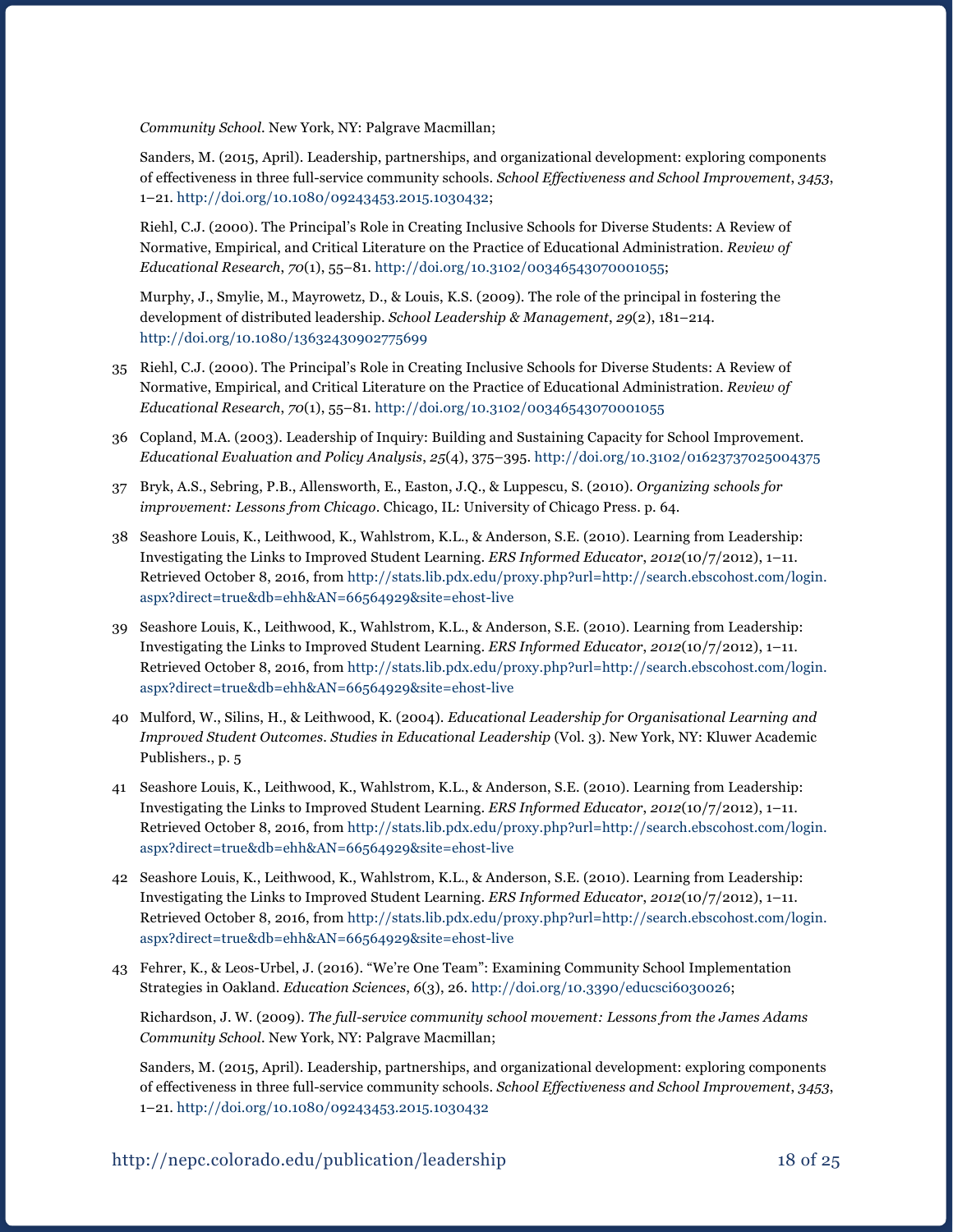*Community School*. New York, NY: Palgrave Macmillan;

Sanders, M. (2015, April). Leadership, partnerships, and organizational development: exploring components of effectiveness in three full-service community schools. *School Effectiveness and School Improvement*, *3453*, 1–21. http://doi.org/10.1080/09243453.2015.1030432;

Riehl, C.J. (2000). The Principal's Role in Creating Inclusive Schools for Diverse Students: A Review of Normative, Empirical, and Critical Literature on the Practice of Educational Administration. *Review of Educational Research*, *70*(1), 55–81. http://doi.org/10.3102/00346543070001055;

Murphy, J., Smylie, M., Mayrowetz, D., & Louis, K.S. (2009). The role of the principal in fostering the development of distributed leadership. *School Leadership & Management*, *29*(2), 181–214. http://doi.org/10.1080/13632430902775699

35 Riehl, C.J. (2000). The Principal's Role in Creating Inclusive Schools for Diverse Students: A Review of Normative, Empirical, and Critical Literature on the Practice of Educational Administration. *Review of Educational Research*, *70*(1), 55–81. http://doi.org/10.3102/00346543070001055

36 Copland, M.A. (2003). Leadership of Inquiry: Building and Sustaining Capacity for School Improvement. *Educational Evaluation and Policy Analysis*, *25*(4), 375–395. http://doi.org/10.3102/01623737025004375

37 Bryk, A.S., Sebring, P.B., Allensworth, E., Easton, J.Q., & Luppescu, S. (2010). *Organizing schools for improvement: Lessons from Chicago*. Chicago, IL: University of Chicago Press. p. 64.

38 Seashore Louis, K., Leithwood, K., Wahlstrom, K.L., & Anderson, S.E. (2010). Learning from Leadership: Investigating the Links to Improved Student Learning. *ERS Informed Educator*, *2012*(10/7/2012), 1–11. Retrieved October 8, 2016, from http://stats.lib.pdx.edu/proxy.php?url=http://search.ebscohost.com/login.aspx?direct=true&db=ehh&AN=66564929&site=ehost-live

39 Seashore Louis, K., Leithwood, K., Wahlstrom, K.L., & Anderson, S.E. (2010). Learning from Leadership: Investigating the Links to Improved Student Learning. *ERS Informed Educator*, *2012*(10/7/2012), 1–11. Retrieved October 8, 2016, from http://stats.lib.pdx.edu/proxy.php?url=http://search.ebscohost.com/login.aspx?direct=true&db=ehh&AN=66564929&site=ehost-live

40 Mulford, W., Silins, H., & Leithwood, K. (2004). *Educational Leadership for Organisational Learning and Improved Student Outcomes. Studies in Educational Leadership* (Vol. 3). New York, NY: Kluwer Academic Publishers., p. 5

41 Seashore Louis, K., Leithwood, K., Wahlstrom, K.L., & Anderson, S.E. (2010). Learning from Leadership: Investigating the Links to Improved Student Learning. *ERS Informed Educator*, *2012*(10/7/2012), 1–11. Retrieved October 8, 2016, from http://stats.lib.pdx.edu/proxy.php?url=http://search.ebscohost.com/login.aspx?direct=true&db=ehh&AN=66564929&site=ehost-live

42 Seashore Louis, K., Leithwood, K., Wahlstrom, K.L., & Anderson, S.E. (2010). Learning from Leadership: Investigating the Links to Improved Student Learning. *ERS Informed Educator*, *2012*(10/7/2012), 1–11. Retrieved October 8, 2016, from http://stats.lib.pdx.edu/proxy.php?url=http://search.ebscohost.com/login.aspx?direct=true&db=ehh&AN=66564929&site=ehost-live

43 Fehrer, K., & Leos-Urbel, J. (2016). "We're One Team": Examining Community School Implementation Strategies in Oakland. *Education Sciences*, *6*(3), 26. http://doi.org/10.3390/educsci6030026;

Richardson, J. W. (2009). *The full-service community school movement: Lessons from the James Adams Community School*. New York, NY: Palgrave Macmillan;

Sanders, M. (2015, April). Leadership, partnerships, and organizational development: exploring components of effectiveness in three full-service community schools. *School Effectiveness and School Improvement*, *3453*, 1–21. http://doi.org/10.1080/09243453.2015.1030432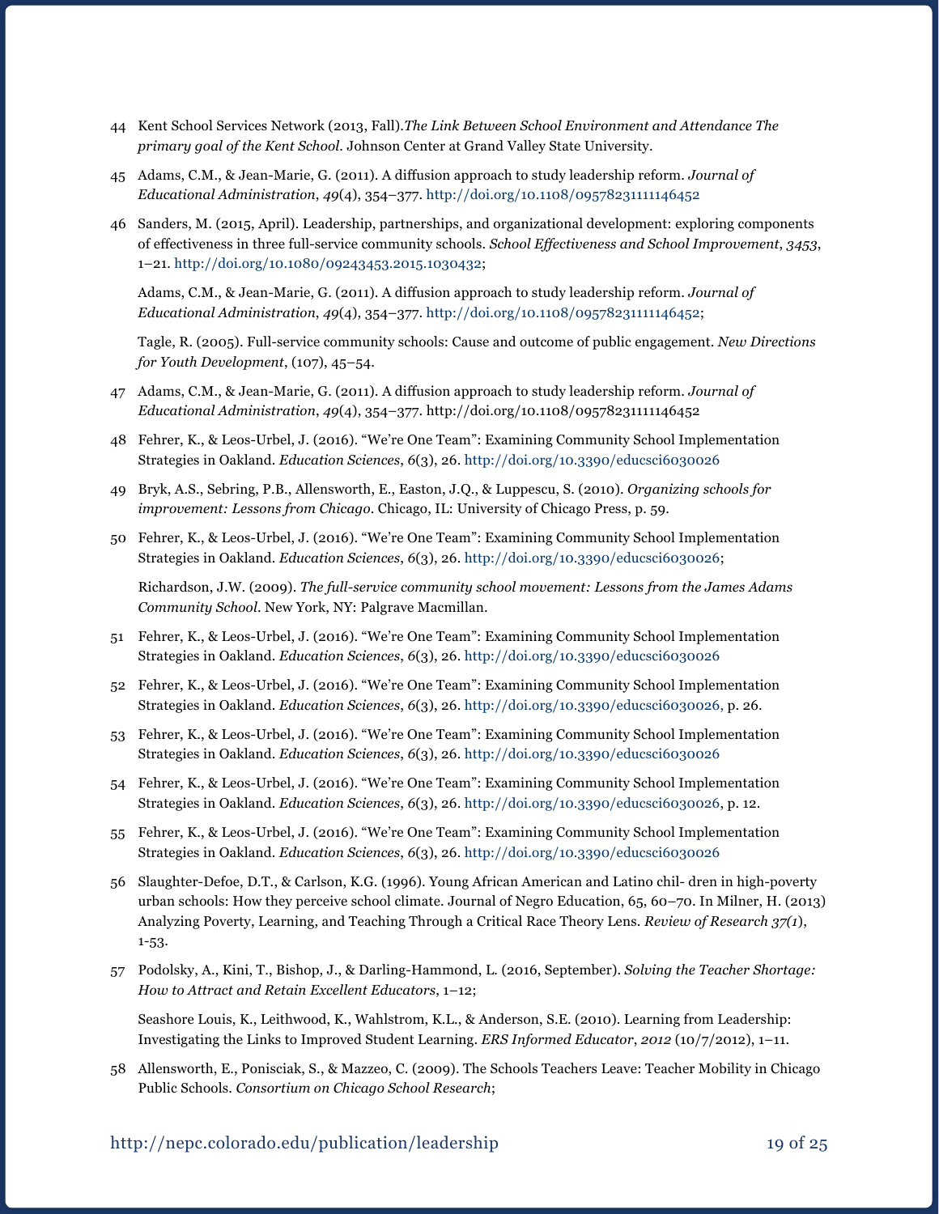44 Kent School Services Network (2013, Fall).*The Link Between School Environment and Attendance The primary goal of the Kent School*. Johnson Center at Grand Valley State University.

45 Adams, C.M., & Jean-Marie, G. (2011). A diffusion approach to study leadership reform. *Journal of Educational Administration*, *49*(4), 354–377. http://doi.org/10.1108/09578231111146452

46 Sanders, M. (2015, April). Leadership, partnerships, and organizational development: exploring components of effectiveness in three full-service community schools. *School Effectiveness and School Improvement*, *3453*, 1–21. http://doi.org/10.1080/09243453.2015.1030432;

Adams, C.M., & Jean-Marie, G. (2011). A diffusion approach to study leadership reform. *Journal of Educational Administration*, *49*(4), 354–377. http://doi.org/10.1108/09578231111146452;

Tagle, R. (2005). Full-service community schools: Cause and outcome of public engagement. *New Directions for Youth Development*, (107), 45–54.

47 Adams, C.M., & Jean-Marie, G. (2011). A diffusion approach to study leadership reform. *Journal of Educational Administration*, *49*(4), 354–377. http://doi.org/10.1108/09578231111146452

48 Fehrer, K., & Leos-Urbel, J. (2016). "We're One Team": Examining Community School Implementation Strategies in Oakland. *Education Sciences*, *6*(3), 26. http://doi.org/10.3390/educsci6030026

49 Bryk, A.S., Sebring, P.B., Allensworth, E., Easton, J.Q., & Luppescu, S. (2010). *Organizing schools for improvement: Lessons from Chicago*. Chicago, IL: University of Chicago Press, p. 59.

50 Fehrer, K., & Leos-Urbel, J. (2016). "We're One Team": Examining Community School Implementation Strategies in Oakland. *Education Sciences*, *6*(3), 26. http://doi.org/10.3390/educsci6030026;

Richardson, J.W. (2009). *The full-service community school movement: Lessons from the James Adams Community School*. New York, NY: Palgrave Macmillan.

51 Fehrer, K., & Leos-Urbel, J. (2016). "We're One Team": Examining Community School Implementation Strategies in Oakland. *Education Sciences*, *6*(3), 26. http://doi.org/10.3390/educsci6030026

52 Fehrer, K., & Leos-Urbel, J. (2016). "We're One Team": Examining Community School Implementation Strategies in Oakland. *Education Sciences*, *6*(3), 26. http://doi.org/10.3390/educsci6030026, p. 26.

53 Fehrer, K., & Leos-Urbel, J. (2016). "We're One Team": Examining Community School Implementation Strategies in Oakland. *Education Sciences*, *6*(3), 26. http://doi.org/10.3390/educsci6030026

54 Fehrer, K., & Leos-Urbel, J. (2016). "We're One Team": Examining Community School Implementation Strategies in Oakland. *Education Sciences*, *6*(3), 26. http://doi.org/10.3390/educsci6030026, p. 12.

55 Fehrer, K., & Leos-Urbel, J. (2016). "We're One Team": Examining Community School Implementation Strategies in Oakland. *Education Sciences*, *6*(3), 26. http://doi.org/10.3390/educsci6030026

56 Slaughter-Defoe, D.T., & Carlson, K.G. (1996). Young African American and Latino chil- dren in high-poverty urban schools: How they perceive school climate. Journal of Negro Education, 65, 60–70. In Milner, H. (2013) Analyzing Poverty, Learning, and Teaching Through a Critical Race Theory Lens. *Review of Research 37(1)*, 1-53.

57 Podolsky, A., Kini, T., Bishop, J., & Darling-Hammond, L. (2016, September). *Solving the Teacher Shortage: How to Attract and Retain Excellent Educators*, 1–12;

Seashore Louis, K., Leithwood, K., Wahlstrom, K.L., & Anderson, S.E. (2010). Learning from Leadership: Investigating the Links to Improved Student Learning. *ERS Informed Educator*, *2012* (10/7/2012), 1–11.

58 Allensworth, E., Ponisciak, S., & Mazzeo, C. (2009). The Schools Teachers Leave: Teacher Mobility in Chicago Public Schools. *Consortium on Chicago School Research*;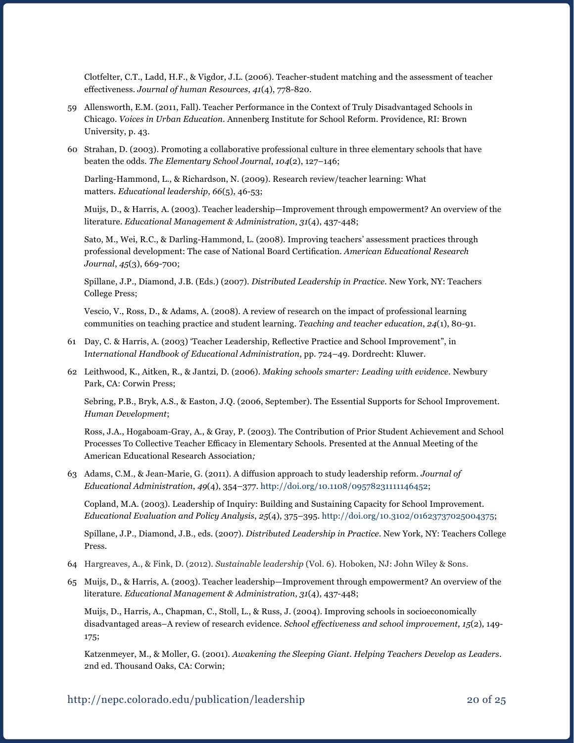Clotfelter, C.T., Ladd, H.F., & Vigdor, J.L. (2006). Teacher-student matching and the assessment of teacher effectiveness. *Journal of human Resources*, *41*(4), 778-820.

59 Allensworth, E.M. (2011, Fall). Teacher Performance in the Context of Truly Disadvantaged Schools in Chicago. *Voices in Urban Education*. Annenberg Institute for School Reform. Providence, RI: Brown University, p. 43.

60 Strahan, D. (2003). Promoting a collaborative professional culture in three elementary schools that have beaten the odds. *The Elementary School Journal*, *104*(2), 127–146;

Darling-Hammond, L., & Richardson, N. (2009). Research review/teacher learning: What matters. *Educational leadership*, *66*(5), 46-53;

Muijs, D., & Harris, A. (2003). Teacher leadership—Improvement through empowerment? An overview of the literature. *Educational Management & Administration*, *31*(4), 437-448;

Sato, M., Wei, R.C., & Darling-Hammond, L. (2008). Improving teachers' assessment practices through professional development: The case of National Board Certification. *American Educational Research Journal*, *45*(3), 669-700;

Spillane, J.P., Diamond, J.B. (Eds.) (2007). *Distributed Leadership in Practice*. New York, NY: Teachers College Press;

Vescio, V., Ross, D., & Adams, A. (2008). A review of research on the impact of professional learning communities on teaching practice and student learning. *Teaching and teacher education*, *24*(1), 80-91.

61 Day, C. & Harris, A. (2003) 'Teacher Leadership, Reflective Practice and School Improvement", in I*nternational Handbook of Educational Administration*, pp. 724–49. Dordrecht: Kluwer.

62 Leithwood, K., Aitken, R., & Jantzi, D. (2006). *Making schools smarter: Leading with evidence*. Newbury Park, CA: Corwin Press;

Sebring, P.B., Bryk, A.S., & Easton, J.Q. (2006, September). The Essential Supports for School Improvement. *Human Development*;

Ross, J.A., Hogaboam-Gray, A., & Gray, P. (2003). The Contribution of Prior Student Achievement and School Processes To Collective Teacher Efficacy in Elementary Schools. Presented at the Annual Meeting of the American Educational Research Association*;*

63 Adams, C.M., & Jean-Marie, G. (2011). A diffusion approach to study leadership reform. *Journal of Educational Administration*, *49*(4), 354–377. http://doi.org/10.1108/09578231111146452;

Copland, M.A. (2003). Leadership of Inquiry: Building and Sustaining Capacity for School Improvement. *Educational Evaluation and Policy Analysis*, *25*(4), 375–395. http://doi.org/10.3102/01623737025004375;

Spillane, J.P., Diamond, J.B., eds. (2007). *Distributed Leadership in Practice*. New York, NY: Teachers College Press.

64 Hargreaves, A., & Fink, D. (2012). *Sustainable leadership* (Vol. 6). Hoboken, NJ: John Wiley & Sons.

65 Muijs, D., & Harris, A. (2003). Teacher leadership—Improvement through empowerment? An overview of the literature. *Educational Management & Administration*, *31*(4), 437-448;

Muijs, D., Harris, A., Chapman, C., Stoll, L., & Russ, J. (2004). Improving schools in socioeconomically disadvantaged areas–A review of research evidence. *School effectiveness and school improvement*, *15*(2), 149-175;

Katzenmeyer, M., & Moller, G. (2001). *Awakening the Sleeping Giant. Helping Teachers Develop as Leaders*. 2nd ed. Thousand Oaks, CA: Corwin;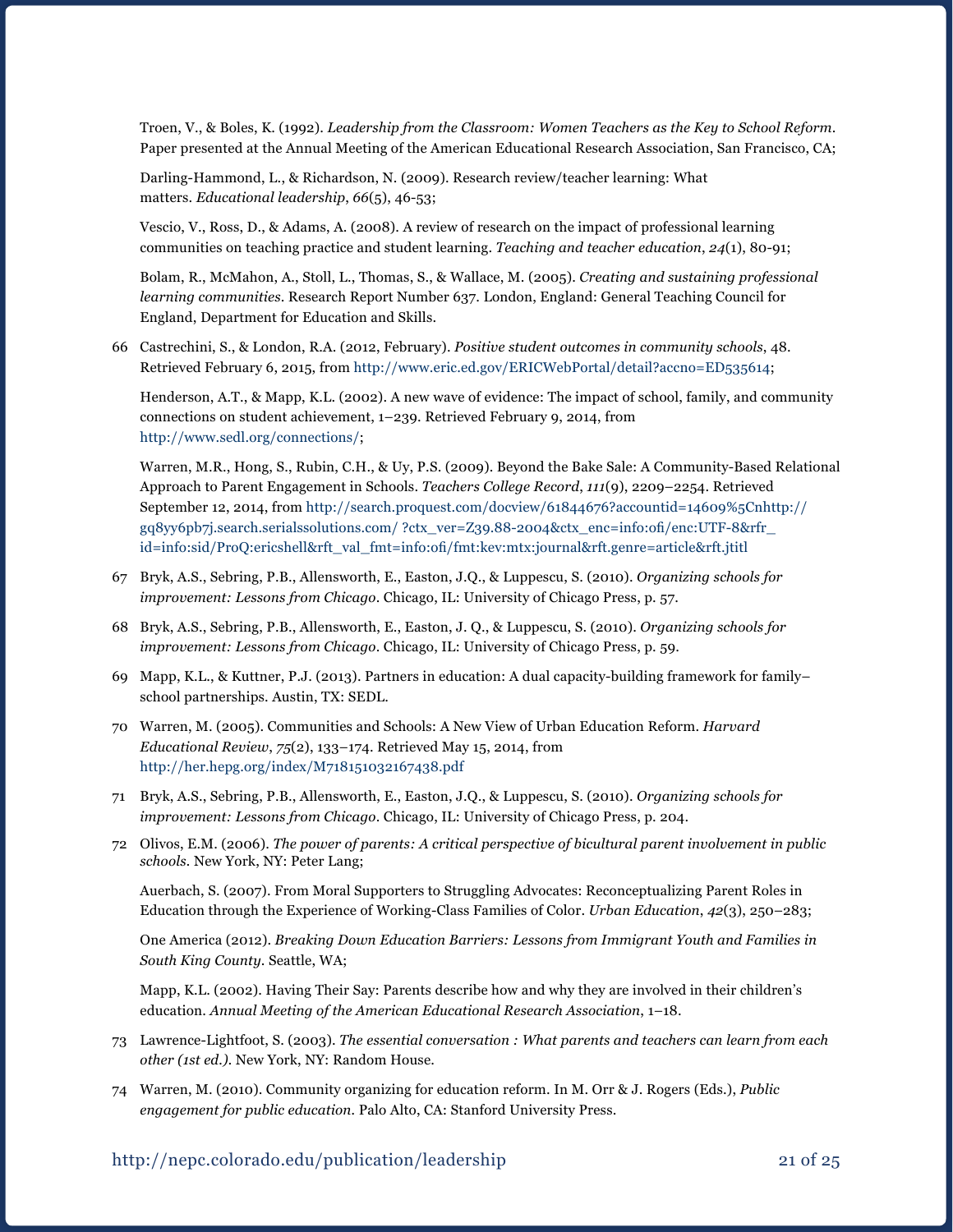Troen, V., & Boles, K. (1992). *Leadership from the Classroom: Women Teachers as the Key to School Reform*. Paper presented at the Annual Meeting of the American Educational Research Association, San Francisco, CA;

Darling-Hammond, L., & Richardson, N. (2009). Research review/teacher learning: What matters. *Educational leadership*, *66*(5), 46-53;

Vescio, V., Ross, D., & Adams, A. (2008). A review of research on the impact of professional learning communities on teaching practice and student learning. *Teaching and teacher education*, *24*(1), 80-91;

Bolam, R., McMahon, A., Stoll, L., Thomas, S., & Wallace, M. (2005). *Creating and sustaining professional learning communities*. Research Report Number 637. London, England: General Teaching Council for England, Department for Education and Skills.

66 Castrechini, S., & London, R.A. (2012, February). *Positive student outcomes in community schools*, 48. Retrieved February 6, 2015, from http://www.eric.ed.gov/ERICWebPortal/detail?accno=ED535614;

Henderson, A.T., & Mapp, K.L. (2002). A new wave of evidence: The impact of school, family, and community connections on student achievement, 1–239. Retrieved February 9, 2014, from http://www.sedl.org/connections/;

Warren, M.R., Hong, S., Rubin, C.H., & Uy, P.S. (2009). Beyond the Bake Sale: A Community-Based Relational Approach to Parent Engagement in Schools. *Teachers College Record*, *111*(9), 2209–2254. Retrieved September 12, 2014, from http://search.proquest.com/docview/61844676?accountid=14609%5Cnhttp://gq8yy6pb7j.search.serialssolutions.com/ ?ctx_ver=Z39.88-2004&ctx_enc=info:ofi/enc:UTF-8&rfr_id=info:sid/ProQ:ericshell&rft_val_fmt=info:ofi/fmt:kev:mtx:journal&rft.genre=article&rft.jtitl

67 Bryk, A.S., Sebring, P.B., Allensworth, E., Easton, J.Q., & Luppescu, S. (2010). *Organizing schools for improvement: Lessons from Chicago*. Chicago, IL: University of Chicago Press, p. 57.

68 Bryk, A.S., Sebring, P.B., Allensworth, E., Easton, J. Q., & Luppescu, S. (2010). *Organizing schools for improvement: Lessons from Chicago*. Chicago, IL: University of Chicago Press, p. 59.

69 Mapp, K.L., & Kuttner, P.J. (2013). Partners in education: A dual capacity-building framework for family–school partnerships. Austin, TX: SEDL.

70 Warren, M. (2005). Communities and Schools: A New View of Urban Education Reform. *Harvard Educational Review*, *75*(2), 133–174. Retrieved May 15, 2014, from http://her.hepg.org/index/M718151032167438.pdf

71 Bryk, A.S., Sebring, P.B., Allensworth, E., Easton, J.Q., & Luppescu, S. (2010). *Organizing schools for improvement: Lessons from Chicago*. Chicago, IL: University of Chicago Press, p. 204.

72 Olivos, E.M. (2006). *The power of parents: A critical perspective of bicultural parent involvement in public schools*. New York, NY: Peter Lang;

Auerbach, S. (2007). From Moral Supporters to Struggling Advocates: Reconceptualizing Parent Roles in Education through the Experience of Working-Class Families of Color. *Urban Education*, *42*(3), 250–283;

One America (2012). *Breaking Down Education Barriers: Lessons from Immigrant Youth and Families in South King County*. Seattle, WA;

Mapp, K.L. (2002). Having Their Say: Parents describe how and why they are involved in their children's education. *Annual Meeting of the American Educational Research Association*, 1–18.

73 Lawrence-Lightfoot, S. (2003). *The essential conversation : What parents and teachers can learn from each other (1st ed.)*. New York, NY: Random House.

74 Warren, M. (2010). Community organizing for education reform. In M. Orr & J. Rogers (Eds.), *Public engagement for public education*. Palo Alto, CA: Stanford University Press.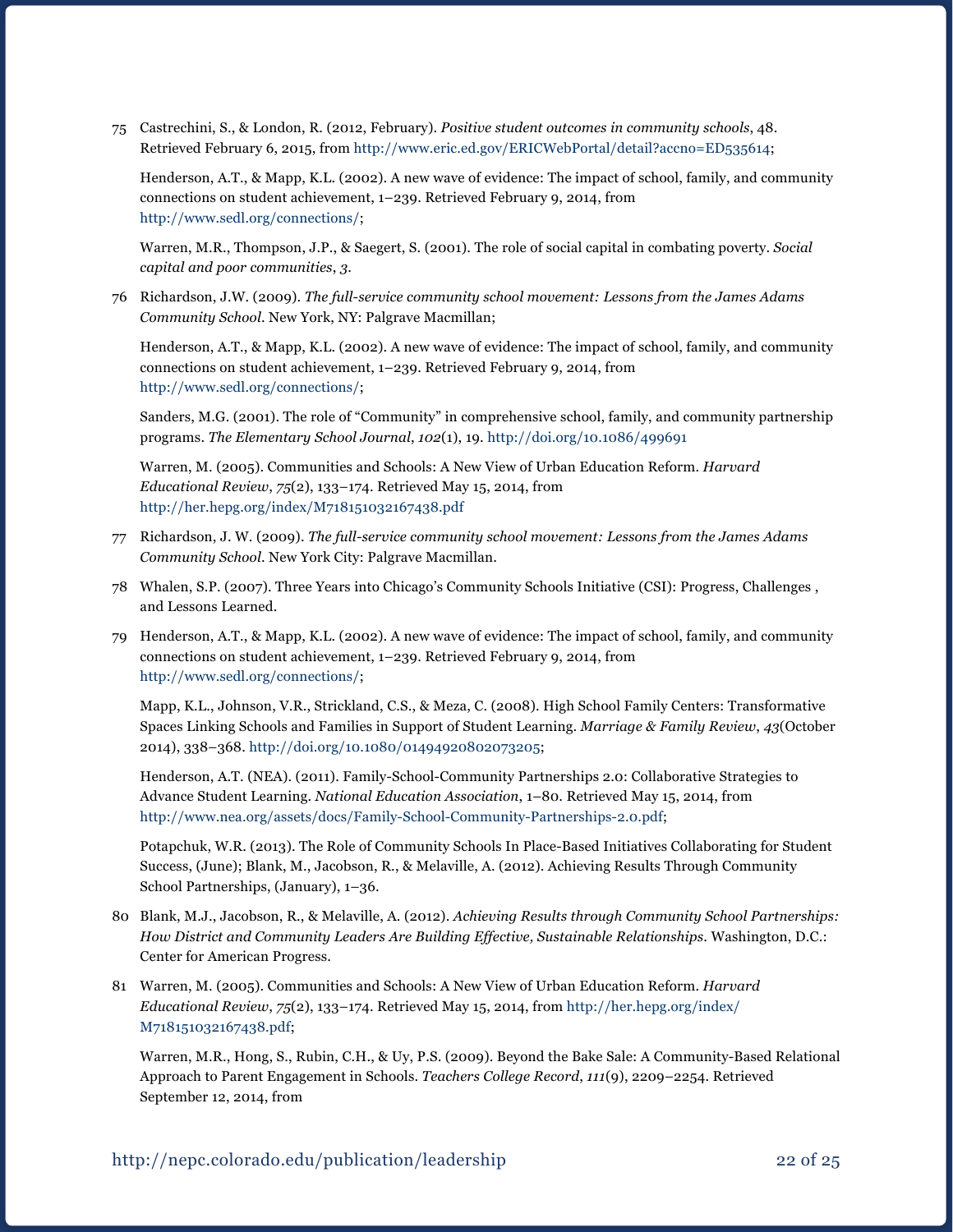75 Castrechini, S., & London, R. (2012, February). *Positive student outcomes in community schools*, 48. Retrieved February 6, 2015, from http://www.eric.ed.gov/ERICWebPortal/detail?accno=ED535614;

Henderson, A.T., & Mapp, K.L. (2002). A new wave of evidence: The impact of school, family, and community connections on student achievement, 1–239. Retrieved February 9, 2014, from http://www.sedl.org/connections/;

Warren, M.R., Thompson, J.P., & Saegert, S. (2001). The role of social capital in combating poverty. *Social capital and poor communities*, *3*.

76 Richardson, J.W. (2009). *The full-service community school movement: Lessons from the James Adams Community School*. New York, NY: Palgrave Macmillan;

Henderson, A.T., & Mapp, K.L. (2002). A new wave of evidence: The impact of school, family, and community connections on student achievement, 1–239. Retrieved February 9, 2014, from http://www.sedl.org/connections/;

Sanders, M.G. (2001). The role of "Community" in comprehensive school, family, and community partnership programs. *The Elementary School Journal*, *102*(1), 19. http://doi.org/10.1086/499691

Warren, M. (2005). Communities and Schools: A New View of Urban Education Reform. *Harvard Educational Review*, *75*(2), 133–174. Retrieved May 15, 2014, from http://her.hepg.org/index/M718151032167438.pdf

77 Richardson, J. W. (2009). *The full-service community school movement: Lessons from the James Adams Community School*. New York City: Palgrave Macmillan.

78 Whalen, S.P. (2007). Three Years into Chicago's Community Schools Initiative (CSI): Progress, Challenges , and Lessons Learned.

79 Henderson, A.T., & Mapp, K.L. (2002). A new wave of evidence: The impact of school, family, and community connections on student achievement, 1–239. Retrieved February 9, 2014, from http://www.sedl.org/connections/;

Mapp, K.L., Johnson, V.R., Strickland, C.S., & Meza, C. (2008). High School Family Centers: Transformative Spaces Linking Schools and Families in Support of Student Learning. *Marriage & Family Review*, *43*(October 2014), 338–368. http://doi.org/10.1080/01494920802073205;

Henderson, A.T. (NEA). (2011). Family-School-Community Partnerships 2.0: Collaborative Strategies to Advance Student Learning. *National Education Association*, 1–80. Retrieved May 15, 2014, from http://www.nea.org/assets/docs/Family-School-Community-Partnerships-2.0.pdf;

Potapchuk, W.R. (2013). The Role of Community Schools In Place-Based Initiatives Collaborating for Student Success, (June); Blank, M., Jacobson, R., & Melaville, A. (2012). Achieving Results Through Community School Partnerships, (January), 1–36.

80 Blank, M.J., Jacobson, R., & Melaville, A. (2012). *Achieving Results through Community School Partnerships: How District and Community Leaders Are Building Effective, Sustainable Relationships*. Washington, D.C.: Center for American Progress.

81 Warren, M. (2005). Communities and Schools: A New View of Urban Education Reform. *Harvard Educational Review*, *75*(2), 133–174. Retrieved May 15, 2014, from http://her.hepg.org/index/M718151032167438.pdf;

Warren, M.R., Hong, S., Rubin, C.H., & Uy, P.S. (2009). Beyond the Bake Sale: A Community-Based Relational Approach to Parent Engagement in Schools. *Teachers College Record*, *111*(9), 2209–2254. Retrieved September 12, 2014, from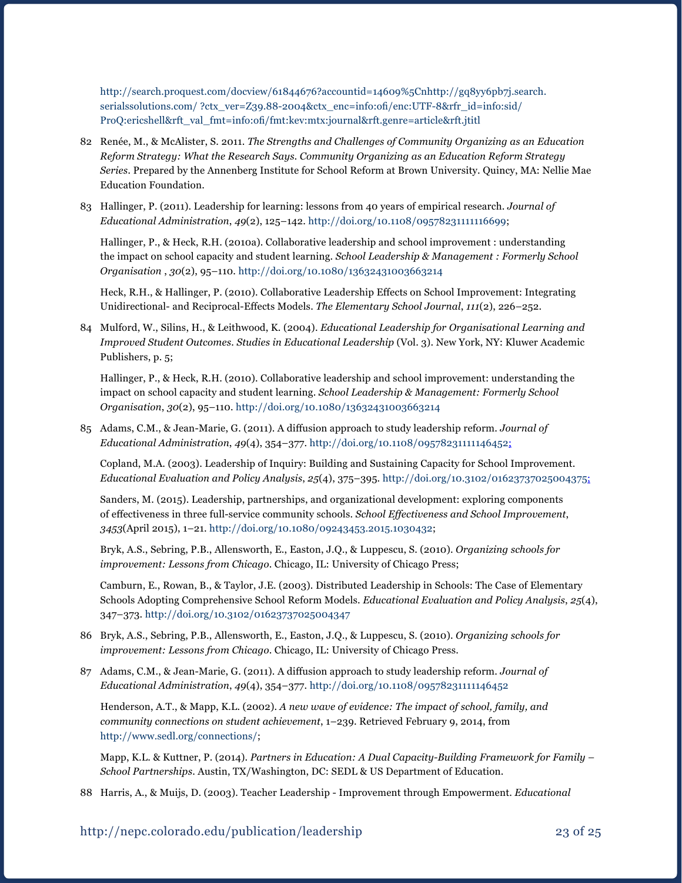http://search.proquest.com/docview/61844676?accountid=14609%5Cnhttp://gq8yy6pb7j.search.serialssolutions.com/ ?ctx_ver=Z39.88-2004&ctx_enc=info:ofi/enc:UTF-8&rfr_id=info:sid/ProQ:ericshell&rft_val_fmt=info:ofi/fmt:kev:mtx:journal&rft.genre=article&rft.jtitl

82 Renée, M., & McAlister, S. 2011. *The Strengths and Challenges of Community Organizing as an Education Reform Strategy: What the Research Says. Community Organizing as an Education Reform Strategy Series*. Prepared by the Annenberg Institute for School Reform at Brown University. Quincy, MA: Nellie Mae Education Foundation.

83 Hallinger, P. (2011). Leadership for learning: lessons from 40 years of empirical research. *Journal of Educational Administration*, *49*(2), 125–142. http://doi.org/10.1108/09578231111116699;

Hallinger, P., & Heck, R.H. (2010a). Collaborative leadership and school improvement : understanding the impact on school capacity and student learning. *School Leadership & Management : Formerly School Organisation* , *30*(2), 95–110. http://doi.org/10.1080/13632431003663214

Heck, R.H., & Hallinger, P. (2010). Collaborative Leadership Effects on School Improvement: Integrating Unidirectional- and Reciprocal-Effects Models. *The Elementary School Journal*, *111*(2), 226–252.

84 Mulford, W., Silins, H., & Leithwood, K. (2004). *Educational Leadership for Organisational Learning and Improved Student Outcomes. Studies in Educational Leadership* (Vol. 3). New York, NY: Kluwer Academic Publishers, p. 5;

Hallinger, P., & Heck, R.H. (2010). Collaborative leadership and school improvement: understanding the impact on school capacity and student learning. *School Leadership & Management: Formerly School Organisation*, *30*(2), 95–110. http://doi.org/10.1080/13632431003663214

85 Adams, C.M., & Jean-Marie, G. (2011). A diffusion approach to study leadership reform. *Journal of Educational Administration*, *49*(4), 354–377. http://doi.org/10.1108/09578231111146452;

Copland, M.A. (2003). Leadership of Inquiry: Building and Sustaining Capacity for School Improvement. *Educational Evaluation and Policy Analysis*, *25*(4), 375–395. http://doi.org/10.3102/01623737025004375;

Sanders, M. (2015). Leadership, partnerships, and organizational development: exploring components of effectiveness in three full-service community schools. *School Effectiveness and School Improvement*, *3453*(April 2015), 1–21. http://doi.org/10.1080/09243453.2015.1030432;

Bryk, A.S., Sebring, P.B., Allensworth, E., Easton, J.Q., & Luppescu, S. (2010). *Organizing schools for improvement: Lessons from Chicago*. Chicago, IL: University of Chicago Press;

Camburn, E., Rowan, B., & Taylor, J.E. (2003). Distributed Leadership in Schools: The Case of Elementary Schools Adopting Comprehensive School Reform Models. *Educational Evaluation and Policy Analysis*, *25*(4), 347–373. http://doi.org/10.3102/01623737025004347

86 Bryk, A.S., Sebring, P.B., Allensworth, E., Easton, J.Q., & Luppescu, S. (2010). *Organizing schools for improvement: Lessons from Chicago*. Chicago, IL: University of Chicago Press.

87 Adams, C.M., & Jean-Marie, G. (2011). A diffusion approach to study leadership reform. *Journal of Educational Administration*, *49*(4), 354–377. http://doi.org/10.1108/09578231111146452

Henderson, A.T., & Mapp, K.L. (2002). *A new wave of evidence: The impact of school, family, and community connections on student achievement*, 1–239. Retrieved February 9, 2014, from http://www.sedl.org/connections/;

Mapp, K.L. & Kuttner, P. (2014). *Partners in Education: A Dual Capacity-Building Framework for Family – School Partnerships*. Austin, TX/Washington, DC: SEDL & US Department of Education.

88 Harris, A., & Muijs, D. (2003). Teacher Leadership - Improvement through Empowerment. *Educational*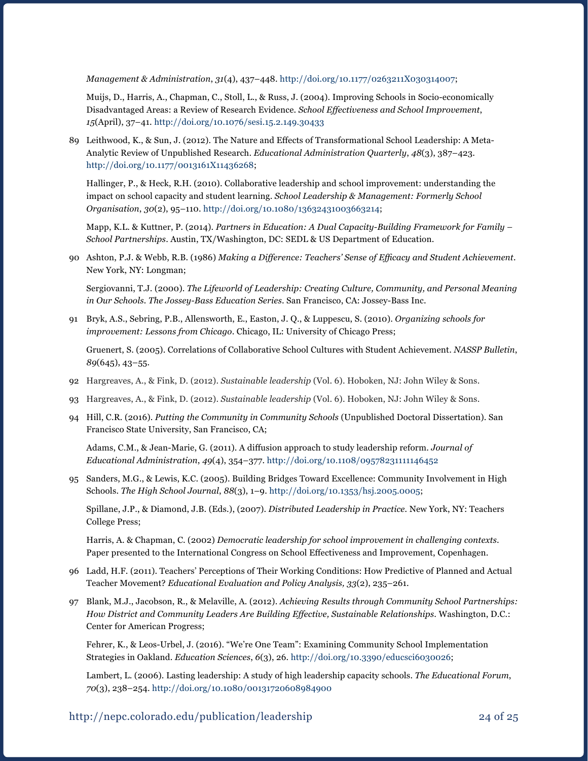*Management & Administration*, *31*(4), 437–448. http://doi.org/10.1177/0263211X030314007;

Muijs, D., Harris, A., Chapman, C., Stoll, L., & Russ, J. (2004). Improving Schools in Socio-economically Disadvantaged Areas: a Review of Research Evidence. *School Effectiveness and School Improvement*, *15*(April), 37–41. http://doi.org/10.1076/sesi.15.2.149.30433

89 Leithwood, K., & Sun, J. (2012). The Nature and Effects of Transformational School Leadership: A Meta-Analytic Review of Unpublished Research. *Educational Administration Quarterly*, *48*(3), 387–423. http://doi.org/10.1177/0013161X11436268;

Hallinger, P., & Heck, R.H. (2010). Collaborative leadership and school improvement: understanding the impact on school capacity and student learning. *School Leadership & Management: Formerly School Organisation*, *30*(2), 95–110. http://doi.org/10.1080/13632431003663214;

Mapp, K.L. & Kuttner, P. (2014). *Partners in Education: A Dual Capacity-Building Framework for Family – School Partnerships*. Austin, TX/Washington, DC: SEDL & US Department of Education.

90 Ashton, P.J. & Webb, R.B. (1986) *Making a Difference: Teachers' Sense of Efficacy and Student Achievement*. New York, NY: Longman;

Sergiovanni, T.J. (2000). *The Lifeworld of Leadership: Creating Culture, Community, and Personal Meaning in Our Schools. The Jossey-Bass Education Series*. San Francisco, CA: Jossey-Bass Inc.

91 Bryk, A.S., Sebring, P.B., Allensworth, E., Easton, J. Q., & Luppescu, S. (2010). *Organizing schools for improvement: Lessons from Chicago*. Chicago, IL: University of Chicago Press;

Gruenert, S. (2005). Correlations of Collaborative School Cultures with Student Achievement. *NASSP Bulletin*, *89*(645), 43–55.

92 Hargreaves, A., & Fink, D. (2012). *Sustainable leadership* (Vol. 6). Hoboken, NJ: John Wiley & Sons.

93 Hargreaves, A., & Fink, D. (2012). *Sustainable leadership* (Vol. 6). Hoboken, NJ: John Wiley & Sons.

94 Hill, C.R. (2016). *Putting the Community in Community Schools* (Unpublished Doctoral Dissertation). San Francisco State University, San Francisco, CA;

Adams, C.M., & Jean-Marie, G. (2011). A diffusion approach to study leadership reform. *Journal of Educational Administration*, *49*(4), 354–377. http://doi.org/10.1108/09578231111146452

95 Sanders, M.G., & Lewis, K.C. (2005). Building Bridges Toward Excellence: Community Involvement in High Schools. *The High School Journal*, *88*(3), 1–9. http://doi.org/10.1353/hsj.2005.0005;

Spillane, J.P., & Diamond, J.B. (Eds.), (2007). *Distributed Leadership in Practice*. New York, NY: Teachers College Press;

Harris, A. & Chapman, C. (2002) *Democratic leadership for school improvement in challenging contexts*. Paper presented to the International Congress on School Effectiveness and Improvement, Copenhagen.

96 Ladd, H.F. (2011). Teachers' Perceptions of Their Working Conditions: How Predictive of Planned and Actual Teacher Movement? *Educational Evaluation and Policy Analysis, 33*(2), 235–261.

97 Blank, M.J., Jacobson, R., & Melaville, A. (2012). *Achieving Results through Community School Partnerships: How District and Community Leaders Are Building Effective, Sustainable Relationships*. Washington, D.C.: Center for American Progress;

Fehrer, K., & Leos-Urbel, J. (2016). "We're One Team": Examining Community School Implementation Strategies in Oakland. *Education Sciences*, *6*(3), 26. http://doi.org/10.3390/educsci6030026;

Lambert, L. (2006). Lasting leadership: A study of high leadership capacity schools. *The Educational Forum*, *70*(3), 238–254. http://doi.org/10.1080/00131720608984900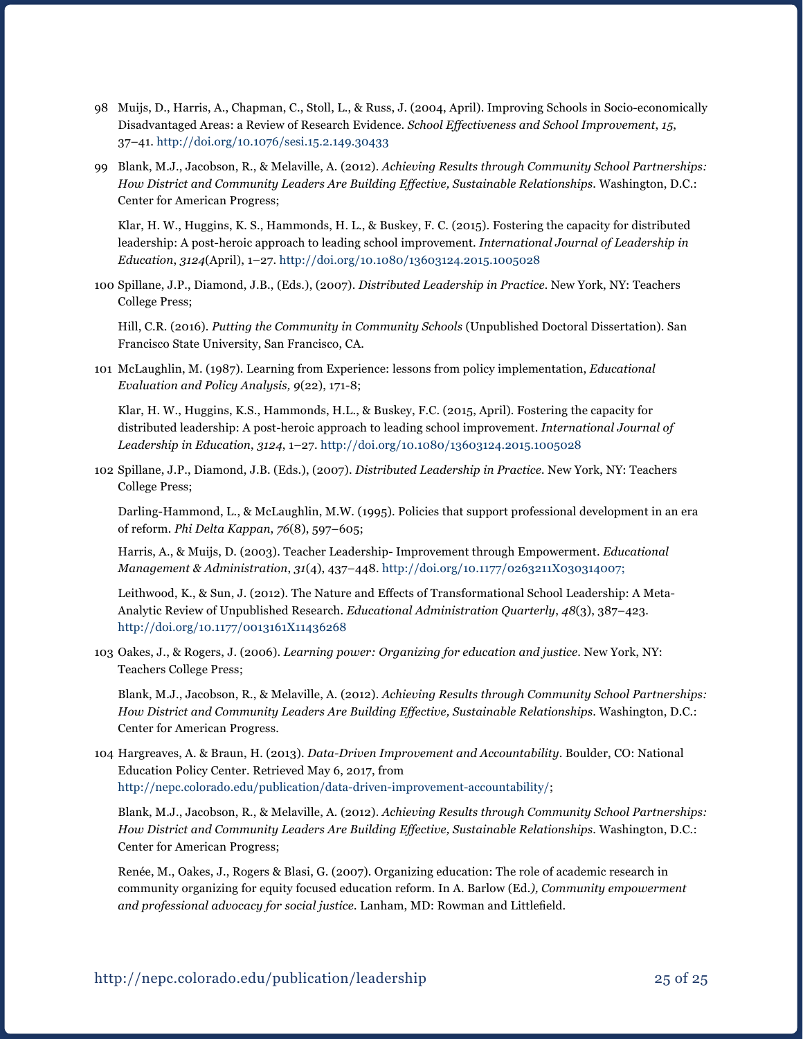98 Muijs, D., Harris, A., Chapman, C., Stoll, L., & Russ, J. (2004, April). Improving Schools in Socio-economically Disadvantaged Areas: a Review of Research Evidence. *School Effectiveness and School Improvement*, *15*, 37–41. http://doi.org/10.1076/sesi.15.2.149.30433

99 Blank, M.J., Jacobson, R., & Melaville, A. (2012). *Achieving Results through Community School Partnerships: How District and Community Leaders Are Building Effective, Sustainable Relationships*. Washington, D.C.: Center for American Progress;

Klar, H. W., Huggins, K. S., Hammonds, H. L., & Buskey, F. C. (2015). Fostering the capacity for distributed leadership: A post-heroic approach to leading school improvement. *International Journal of Leadership in Education*, *3124*(April), 1–27. http://doi.org/10.1080/13603124.2015.1005028

100 Spillane, J.P., Diamond, J.B., (Eds.), (2007). *Distributed Leadership in Practice*. New York, NY: Teachers College Press;

Hill, C.R. (2016). *Putting the Community in Community Schools* (Unpublished Doctoral Dissertation). San Francisco State University, San Francisco, CA.

101 McLaughlin, M. (1987). Learning from Experience: lessons from policy implementation, *Educational Evaluation and Policy Analysis, 9*(22), 171-8;

Klar, H. W., Huggins, K.S., Hammonds, H.L., & Buskey, F.C. (2015, April). Fostering the capacity for distributed leadership: A post-heroic approach to leading school improvement. *International Journal of Leadership in Education*, *3124*, 1–27. http://doi.org/10.1080/13603124.2015.1005028

102 Spillane, J.P., Diamond, J.B. (Eds.), (2007). *Distributed Leadership in Practice*. New York, NY: Teachers College Press;

Darling-Hammond, L., & McLaughlin, M.W. (1995). Policies that support professional development in an era of reform. *Phi Delta Kappan*, *76*(8), 597–605;

Harris, A., & Muijs, D. (2003). Teacher Leadership- Improvement through Empowerment. *Educational Management & Administration*, *31*(4), 437–448. http://doi.org/10.1177/0263211X030314007;

Leithwood, K., & Sun, J. (2012). The Nature and Effects of Transformational School Leadership: A Meta-Analytic Review of Unpublished Research. *Educational Administration Quarterly*, *48*(3), 387–423. http://doi.org/10.1177/0013161X11436268

103 Oakes, J., & Rogers, J. (2006). *Learning power: Organizing for education and justice*. New York, NY: Teachers College Press;

Blank, M.J., Jacobson, R., & Melaville, A. (2012). *Achieving Results through Community School Partnerships: How District and Community Leaders Are Building Effective, Sustainable Relationships*. Washington, D.C.: Center for American Progress.

104 Hargreaves, A. & Braun, H. (2013). *Data-Driven Improvement and Accountability*. Boulder, CO: National Education Policy Center. Retrieved May 6, 2017, from http://nepc.colorado.edu/publication/data-driven-improvement-accountability/;

Blank, M.J., Jacobson, R., & Melaville, A. (2012). *Achieving Results through Community School Partnerships: How District and Community Leaders Are Building Effective, Sustainable Relationships*. Washington, D.C.: Center for American Progress;

Renée, M., Oakes, J., Rogers & Blasi, G. (2007). Organizing education: The role of academic research in community organizing for equity focused education reform. In A. Barlow (Ed.*), Community empowerment and professional advocacy for social justice*. Lanham, MD: Rowman and Littlefield.